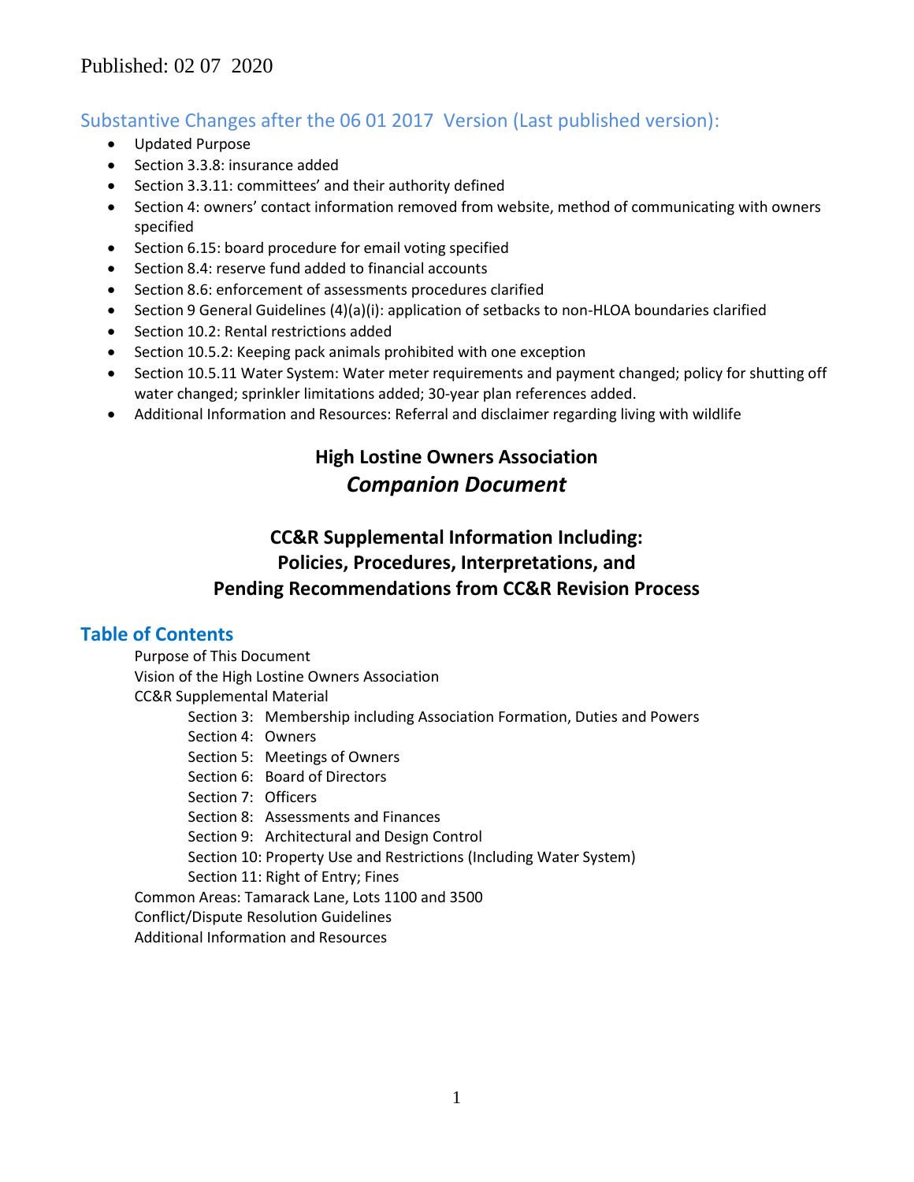Published: 02 07 2020

## Substantive Changes after the 06 01 2017 Version (Last published version):

- Updated Purpose
- Section 3.3.8: insurance added
- Section 3.3.11: committees' and their authority defined
- Section 4: owners' contact information removed from website, method of communicating with owners specified
- Section 6.15: board procedure for email voting specified
- Section 8.4: reserve fund added to financial accounts
- Section 8.6: enforcement of assessments procedures clarified
- Section 9 General Guidelines (4)(a)(i): application of setbacks to non-HLOA boundaries clarified
- Section 10.2: Rental restrictions added
- Section 10.5.2: Keeping pack animals prohibited with one exception
- Section 10.5.11 Water System: Water meter requirements and payment changed; policy for shutting off water changed; sprinkler limitations added; 30-year plan references added.
- Additional Information and Resources: Referral and disclaimer regarding living with wildlife

# High Lostine Owners Association
# *Companion Document*

## CC&R Supplemental Information Including: Policies, Procedures, Interpretations, and Pending Recommendations from CC&R Revision Process

## Table of Contents

- Purpose of This Document
- Vision of the High Lostine Owners Association
- CC&R Supplemental Material
  - Section 3: Membership including Association Formation, Duties and Powers
  - Section 4: Owners
  - Section 5: Meetings of Owners
  - Section 6: Board of Directors
  - Section 7: Officers
  - Section 8: Assessments and Finances
  - Section 9: Architectural and Design Control
  - Section 10: Property Use and Restrictions (Including Water System)
  - Section 11: Right of Entry; Fines
- Common Areas: Tamarack Lane, Lots 1100 and 3500
- Conflict/Dispute Resolution Guidelines
- Additional Information and Resources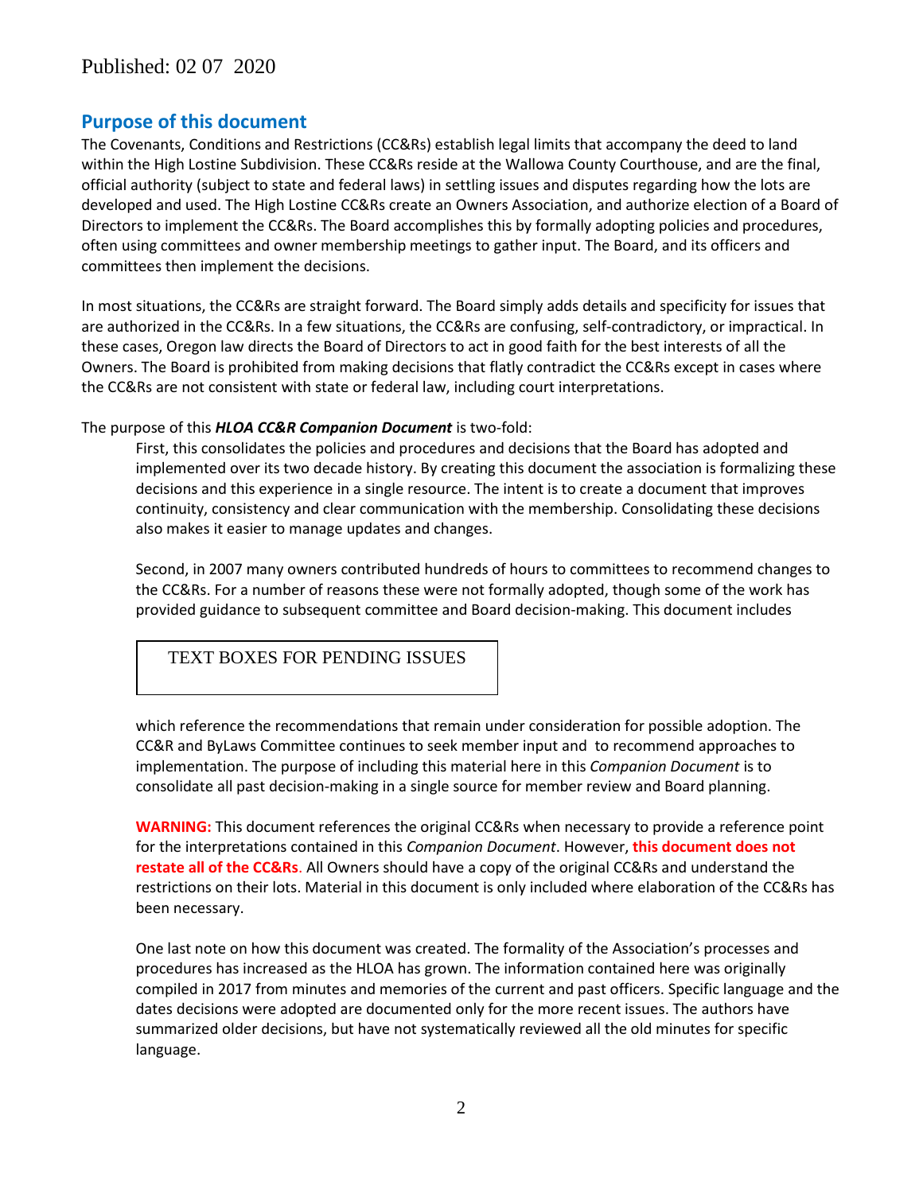Published: 02 07 2020

## Purpose of this document

The Covenants, Conditions and Restrictions (CC&Rs) establish legal limits that accompany the deed to land within the High Lostine Subdivision. These CC&Rs reside at the Wallowa County Courthouse, and are the final, official authority (subject to state and federal laws) in settling issues and disputes regarding how the lots are developed and used. The High Lostine CC&Rs create an Owners Association, and authorize election of a Board of Directors to implement the CC&Rs. The Board accomplishes this by formally adopting policies and procedures, often using committees and owner membership meetings to gather input. The Board, and its officers and committees then implement the decisions.

In most situations, the CC&Rs are straight forward. The Board simply adds details and specificity for issues that are authorized in the CC&Rs. In a few situations, the CC&Rs are confusing, self-contradictory, or impractical. In these cases, Oregon law directs the Board of Directors to act in good faith for the best interests of all the Owners. The Board is prohibited from making decisions that flatly contradict the CC&Rs except in cases where the CC&Rs are not consistent with state or federal law, including court interpretations.

The purpose of this ***HLOA CC&R Companion Document*** is two-fold:

First, this consolidates the policies and procedures and decisions that the Board has adopted and implemented over its two decade history. By creating this document the association is formalizing these decisions and this experience in a single resource. The intent is to create a document that improves continuity, consistency and clear communication with the membership. Consolidating these decisions also makes it easier to manage updates and changes.

Second, in 2007 many owners contributed hundreds of hours to committees to recommend changes to the CC&Rs. For a number of reasons these were not formally adopted, though some of the work has provided guidance to subsequent committee and Board decision-making. This document includes

> TEXT BOXES FOR PENDING ISSUES

which reference the recommendations that remain under consideration for possible adoption. The CC&R and ByLaws Committee continues to seek member input and to recommend approaches to implementation. The purpose of including this material here in this *Companion Document* is to consolidate all past decision-making in a single source for member review and Board planning.

**WARNING:** This document references the original CC&Rs when necessary to provide a reference point for the interpretations contained in this *Companion Document*. However, **this document does not restate all of the CC&Rs**. All Owners should have a copy of the original CC&Rs and understand the restrictions on their lots. Material in this document is only included where elaboration of the CC&Rs has been necessary.

One last note on how this document was created. The formality of the Association's processes and procedures has increased as the HLOA has grown. The information contained here was originally compiled in 2017 from minutes and memories of the current and past officers. Specific language and the dates decisions were adopted are documented only for the more recent issues. The authors have summarized older decisions, but have not systematically reviewed all the old minutes for specific language.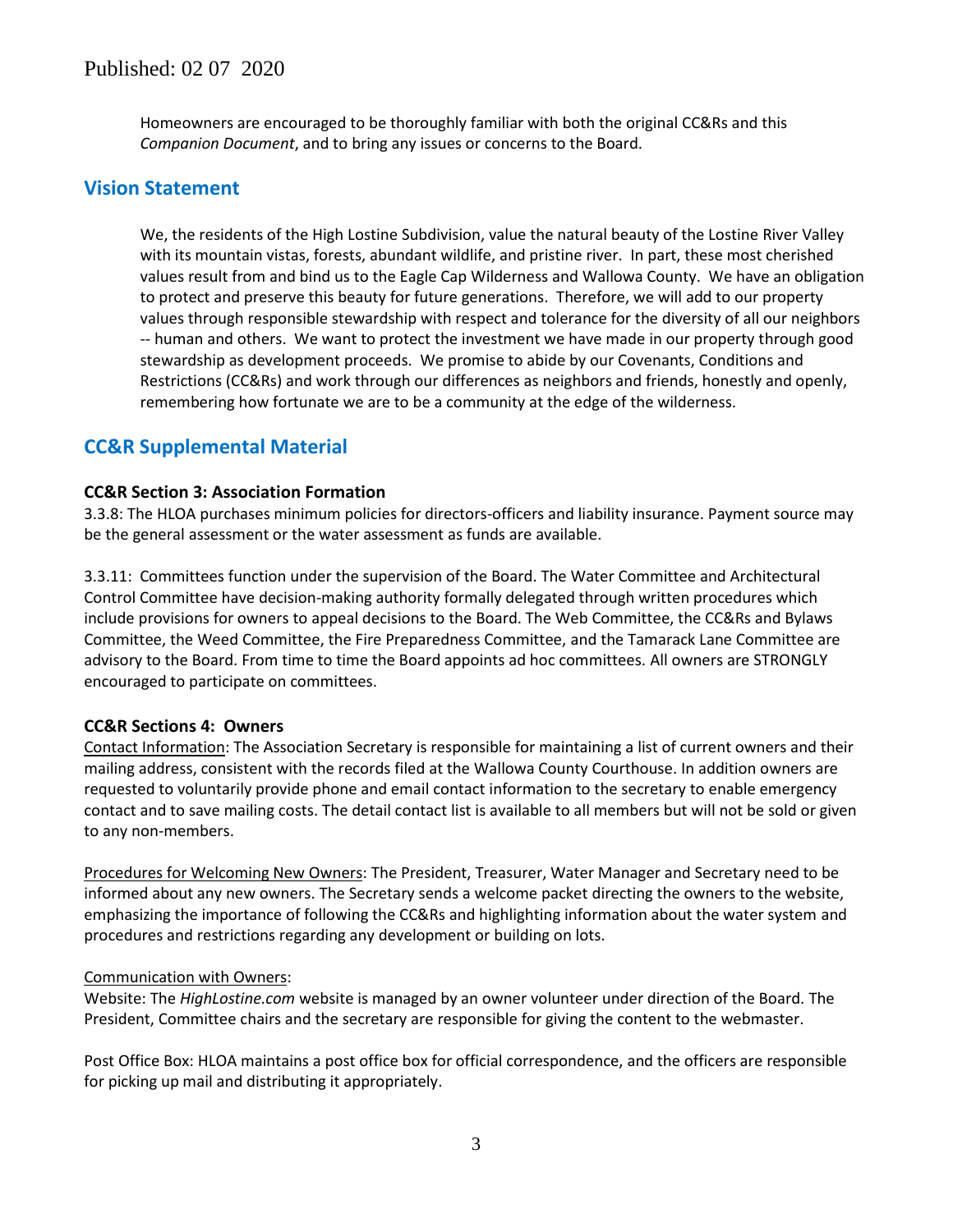Homeowners are encouraged to be thoroughly familiar with both the original CC&Rs and this *Companion Document*, and to bring any issues or concerns to the Board.

## Vision Statement

We, the residents of the High Lostine Subdivision, value the natural beauty of the Lostine River Valley with its mountain vistas, forests, abundant wildlife, and pristine river. In part, these most cherished values result from and bind us to the Eagle Cap Wilderness and Wallowa County. We have an obligation to protect and preserve this beauty for future generations. Therefore, we will add to our property values through responsible stewardship with respect and tolerance for the diversity of all our neighbors -- human and others. We want to protect the investment we have made in our property through good stewardship as development proceeds. We promise to abide by our Covenants, Conditions and Restrictions (CC&Rs) and work through our differences as neighbors and friends, honestly and openly, remembering how fortunate we are to be a community at the edge of the wilderness.

## CC&R Supplemental Material

### CC&R Section 3: Association Formation

3.3.8: The HLOA purchases minimum policies for directors-officers and liability insurance. Payment source may be the general assessment or the water assessment as funds are available.

3.3.11: Committees function under the supervision of the Board. The Water Committee and Architectural Control Committee have decision-making authority formally delegated through written procedures which include provisions for owners to appeal decisions to the Board. The Web Committee, the CC&Rs and Bylaws Committee, the Weed Committee, the Fire Preparedness Committee, and the Tamarack Lane Committee are advisory to the Board. From time to time the Board appoints ad hoc committees. All owners are STRONGLY encouraged to participate on committees.

### CC&R Sections 4: Owners

Contact Information: The Association Secretary is responsible for maintaining a list of current owners and their mailing address, consistent with the records filed at the Wallowa County Courthouse. In addition owners are requested to voluntarily provide phone and email contact information to the secretary to enable emergency contact and to save mailing costs. The detail contact list is available to all members but will not be sold or given to any non-members.

Procedures for Welcoming New Owners: The President, Treasurer, Water Manager and Secretary need to be informed about any new owners. The Secretary sends a welcome packet directing the owners to the website, emphasizing the importance of following the CC&Rs and highlighting information about the water system and procedures and restrictions regarding any development or building on lots.

Communication with Owners:

Website: The *HighLostine.com* website is managed by an owner volunteer under direction of the Board. The President, Committee chairs and the secretary are responsible for giving the content to the webmaster.

Post Office Box: HLOA maintains a post office box for official correspondence, and the officers are responsible for picking up mail and distributing it appropriately.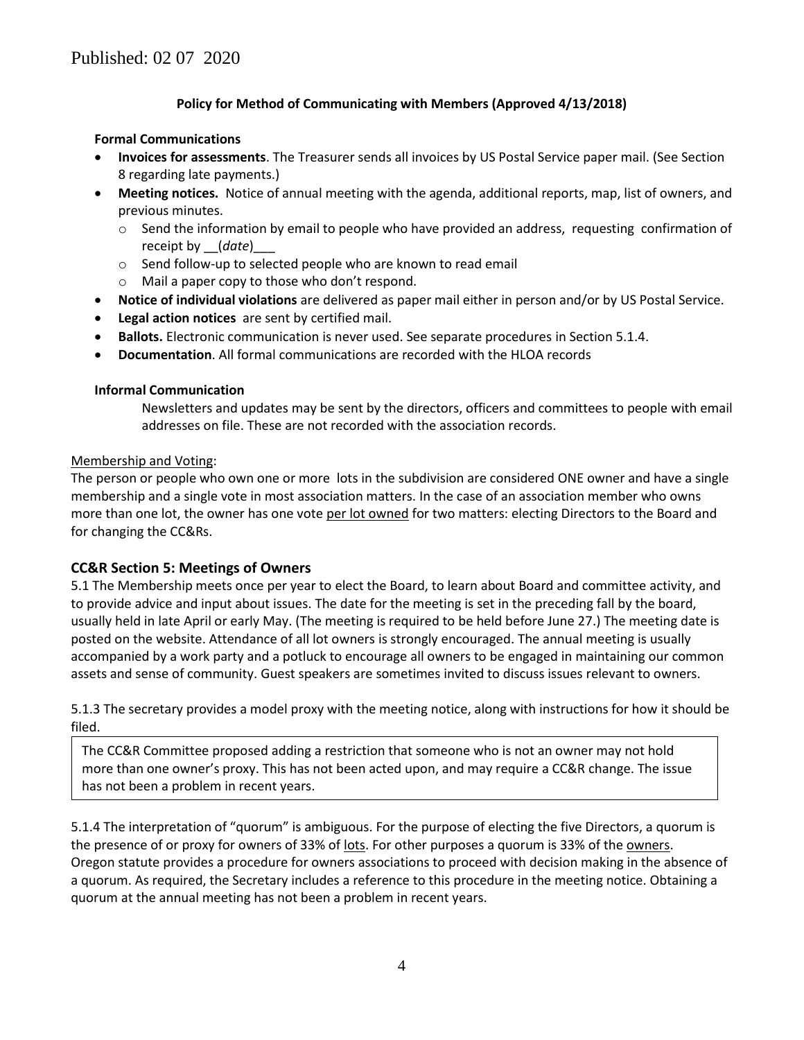Published: 02 07 2020

**Policy for Method of Communicating with Members (Approved 4/13/2018)**

**Formal Communications**

- **Invoices for assessments**. The Treasurer sends all invoices by US Postal Service paper mail. (See Section 8 regarding late payments.)
- **Meeting notices.** Notice of annual meeting with the agenda, additional reports, map, list of owners, and previous minutes.
  - Send the information by email to people who have provided an address, requesting confirmation of receipt by __(*date*)___
  - Send follow-up to selected people who are known to read email
  - Mail a paper copy to those who don't respond.
- **Notice of individual violations** are delivered as paper mail either in person and/or by US Postal Service.
- **Legal action notices** are sent by certified mail.
- **Ballots.** Electronic communication is never used. See separate procedures in Section 5.1.4.
- **Documentation**. All formal communications are recorded with the HLOA records

**Informal Communication**

Newsletters and updates may be sent by the directors, officers and committees to people with email addresses on file. These are not recorded with the association records.

<u>Membership and Voting</u>:

The person or people who own one or more lots in the subdivision are considered ONE owner and have a single membership and a single vote in most association matters. In the case of an association member who owns more than one lot, the owner has one vote <u>per lot owned</u> for two matters: electing Directors to the Board and for changing the CC&Rs.

## CC&R Section 5: Meetings of Owners

5.1 The Membership meets once per year to elect the Board, to learn about Board and committee activity, and to provide advice and input about issues. The date for the meeting is set in the preceding fall by the board, usually held in late April or early May. (The meeting is required to be held before June 27.) The meeting date is posted on the website. Attendance of all lot owners is strongly encouraged. The annual meeting is usually accompanied by a work party and a potluck to encourage all owners to be engaged in maintaining our common assets and sense of community. Guest speakers are sometimes invited to discuss issues relevant to owners.

5.1.3 The secretary provides a model proxy with the meeting notice, along with instructions for how it should be filed.

> The CC&R Committee proposed adding a restriction that someone who is not an owner may not hold more than one owner's proxy. This has not been acted upon, and may require a CC&R change. The issue has not been a problem in recent years.

5.1.4 The interpretation of "quorum" is ambiguous. For the purpose of electing the five Directors, a quorum is the presence of or proxy for owners of 33% of <u>lots</u>. For other purposes a quorum is 33% of the <u>owners</u>. Oregon statute provides a procedure for owners associations to proceed with decision making in the absence of a quorum. As required, the Secretary includes a reference to this procedure in the meeting notice. Obtaining a quorum at the annual meeting has not been a problem in recent years.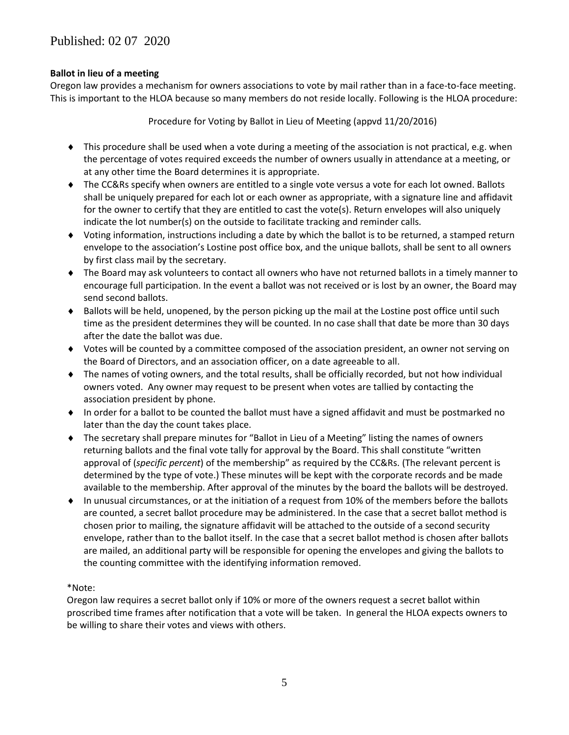Published: 02 07 2020

**Ballot in lieu of a meeting**

Oregon law provides a mechanism for owners associations to vote by mail rather than in a face-to-face meeting. This is important to the HLOA because so many members do not reside locally. Following is the HLOA procedure:

Procedure for Voting by Ballot in Lieu of Meeting (appvd 11/20/2016)

- This procedure shall be used when a vote during a meeting of the association is not practical, e.g. when the percentage of votes required exceeds the number of owners usually in attendance at a meeting, or at any other time the Board determines it is appropriate.
- The CC&Rs specify when owners are entitled to a single vote versus a vote for each lot owned. Ballots shall be uniquely prepared for each lot or each owner as appropriate, with a signature line and affidavit for the owner to certify that they are entitled to cast the vote(s). Return envelopes will also uniquely indicate the lot number(s) on the outside to facilitate tracking and reminder calls.
- Voting information, instructions including a date by which the ballot is to be returned, a stamped return envelope to the association's Lostine post office box, and the unique ballots, shall be sent to all owners by first class mail by the secretary.
- The Board may ask volunteers to contact all owners who have not returned ballots in a timely manner to encourage full participation. In the event a ballot was not received or is lost by an owner, the Board may send second ballots.
- Ballots will be held, unopened, by the person picking up the mail at the Lostine post office until such time as the president determines they will be counted. In no case shall that date be more than 30 days after the date the ballot was due.
- Votes will be counted by a committee composed of the association president, an owner not serving on the Board of Directors, and an association officer, on a date agreeable to all.
- The names of voting owners, and the total results, shall be officially recorded, but not how individual owners voted. Any owner may request to be present when votes are tallied by contacting the association president by phone.
- In order for a ballot to be counted the ballot must have a signed affidavit and must be postmarked no later than the day the count takes place.
- The secretary shall prepare minutes for "Ballot in Lieu of a Meeting" listing the names of owners returning ballots and the final vote tally for approval by the Board. This shall constitute "written approval of (*specific percent*) of the membership" as required by the CC&Rs. (The relevant percent is determined by the type of vote.) These minutes will be kept with the corporate records and be made available to the membership. After approval of the minutes by the board the ballots will be destroyed.
- In unusual circumstances, or at the initiation of a request from 10% of the members before the ballots are counted, a secret ballot procedure may be administered. In the case that a secret ballot method is chosen prior to mailing, the signature affidavit will be attached to the outside of a second security envelope, rather than to the ballot itself. In the case that a secret ballot method is chosen after ballots are mailed, an additional party will be responsible for opening the envelopes and giving the ballots to the counting committee with the identifying information removed.

*Note:

Oregon law requires a secret ballot only if 10% or more of the owners request a secret ballot within proscribed time frames after notification that a vote will be taken. In general the HLOA expects owners to be willing to share their votes and views with others.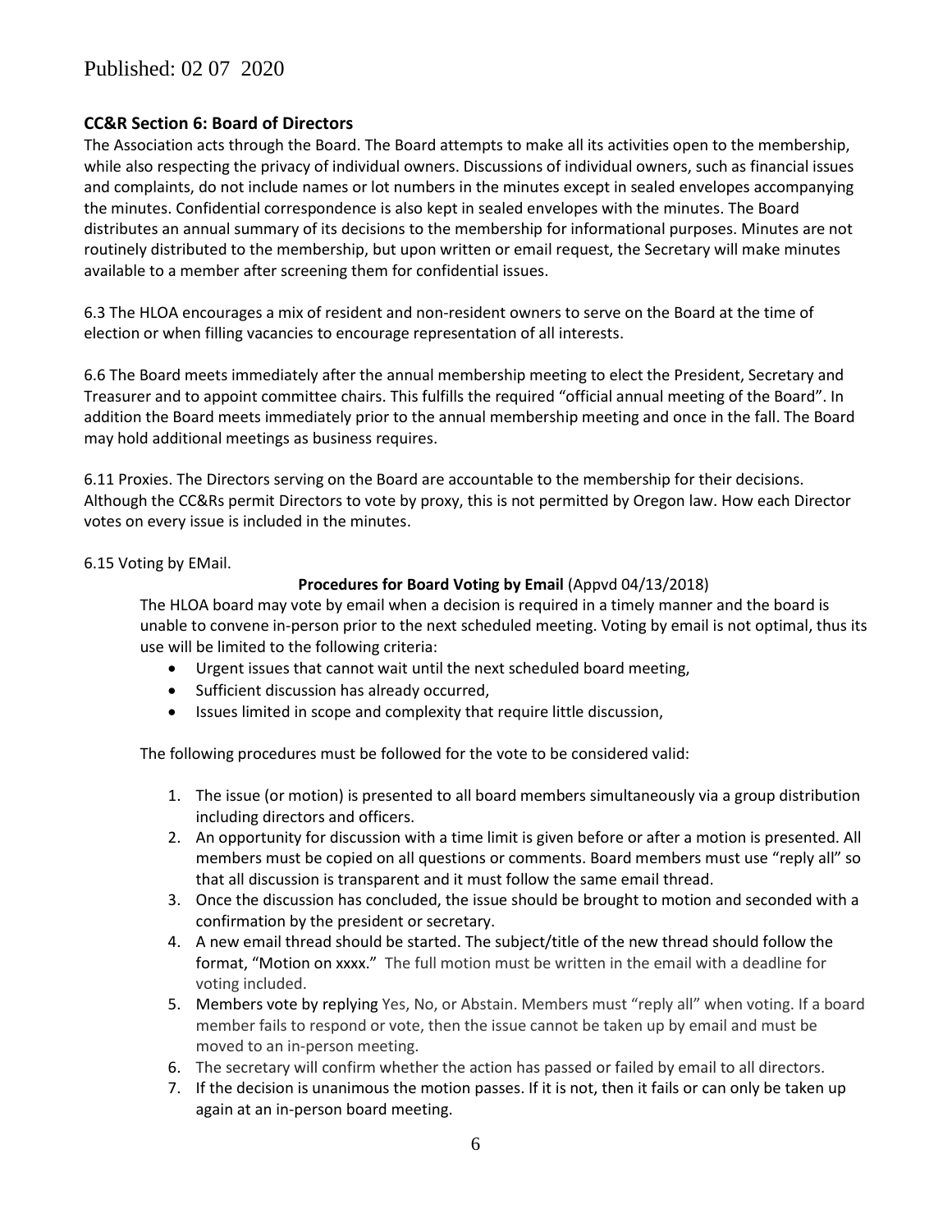Published: 02 07 2020

### CC&R Section 6: Board of Directors

The Association acts through the Board. The Board attempts to make all its activities open to the membership, while also respecting the privacy of individual owners. Discussions of individual owners, such as financial issues and complaints, do not include names or lot numbers in the minutes except in sealed envelopes accompanying the minutes. Confidential correspondence is also kept in sealed envelopes with the minutes. The Board distributes an annual summary of its decisions to the membership for informational purposes. Minutes are not routinely distributed to the membership, but upon written or email request, the Secretary will make minutes available to a member after screening them for confidential issues.

6.3 The HLOA encourages a mix of resident and non-resident owners to serve on the Board at the time of election or when filling vacancies to encourage representation of all interests.

6.6 The Board meets immediately after the annual membership meeting to elect the President, Secretary and Treasurer and to appoint committee chairs. This fulfills the required "official annual meeting of the Board". In addition the Board meets immediately prior to the annual membership meeting and once in the fall. The Board may hold additional meetings as business requires.

6.11 Proxies. The Directors serving on the Board are accountable to the membership for their decisions. Although the CC&Rs permit Directors to vote by proxy, this is not permitted by Oregon law. How each Director votes on every issue is included in the minutes.

6.15 Voting by EMail.

**Procedures for Board Voting by Email** (Appvd 04/13/2018)

The HLOA board may vote by email when a decision is required in a timely manner and the board is unable to convene in-person prior to the next scheduled meeting. Voting by email is not optimal, thus its use will be limited to the following criteria:

- Urgent issues that cannot wait until the next scheduled board meeting,
- Sufficient discussion has already occurred,
- Issues limited in scope and complexity that require little discussion,

The following procedures must be followed for the vote to be considered valid:

1. The issue (or motion) is presented to all board members simultaneously via a group distribution including directors and officers.
2. An opportunity for discussion with a time limit is given before or after a motion is presented. All members must be copied on all questions or comments. Board members must use "reply all" so that all discussion is transparent and it must follow the same email thread.
3. Once the discussion has concluded, the issue should be brought to motion and seconded with a confirmation by the president or secretary.
4. A new email thread should be started. The subject/title of the new thread should follow the format, "Motion on xxxx." The full motion must be written in the email with a deadline for voting included.
5. Members vote by replying Yes, No, or Abstain. Members must "reply all" when voting. If a board member fails to respond or vote, then the issue cannot be taken up by email and must be moved to an in-person meeting.
6. The secretary will confirm whether the action has passed or failed by email to all directors.
7. If the decision is unanimous the motion passes. If it is not, then it fails or can only be taken up again at an in-person board meeting.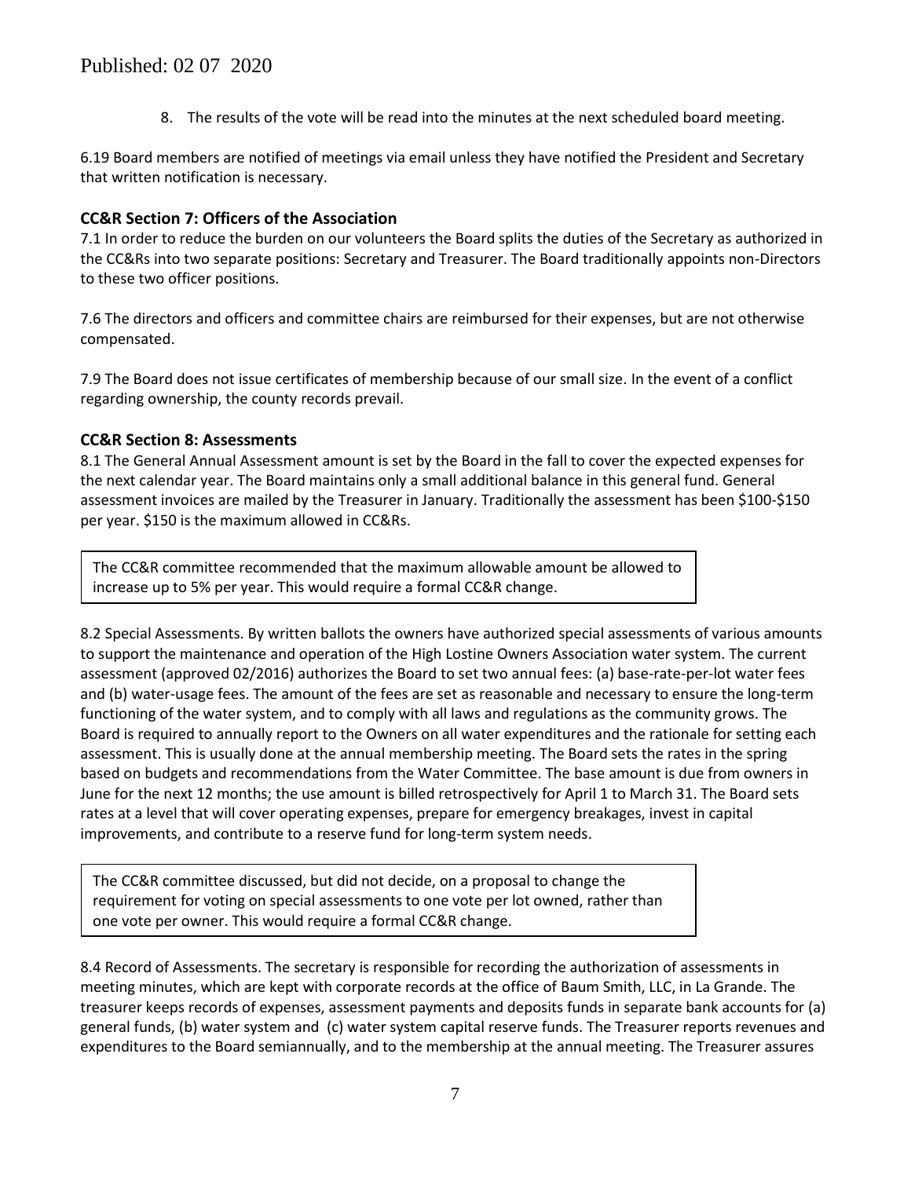8. The results of the vote will be read into the minutes at the next scheduled board meeting.

6.19 Board members are notified of meetings via email unless they have notified the President and Secretary that written notification is necessary.

### CC&R Section 7: Officers of the Association

7.1 In order to reduce the burden on our volunteers the Board splits the duties of the Secretary as authorized in the CC&Rs into two separate positions: Secretary and Treasurer. The Board traditionally appoints non-Directors to these two officer positions.

7.6 The directors and officers and committee chairs are reimbursed for their expenses, but are not otherwise compensated.

7.9 The Board does not issue certificates of membership because of our small size. In the event of a conflict regarding ownership, the county records prevail.

### CC&R Section 8: Assessments

8.1 The General Annual Assessment amount is set by the Board in the fall to cover the expected expenses for the next calendar year. The Board maintains only a small additional balance in this general fund. General assessment invoices are mailed by the Treasurer in January. Traditionally the assessment has been $100-$150 per year. $150 is the maximum allowed in CC&Rs.

> The CC&R committee recommended that the maximum allowable amount be allowed to increase up to 5% per year. This would require a formal CC&R change.

8.2 Special Assessments. By written ballots the owners have authorized special assessments of various amounts to support the maintenance and operation of the High Lostine Owners Association water system. The current assessment (approved 02/2016) authorizes the Board to set two annual fees: (a) base-rate-per-lot water fees and (b) water-usage fees. The amount of the fees are set as reasonable and necessary to ensure the long-term functioning of the water system, and to comply with all laws and regulations as the community grows. The Board is required to annually report to the Owners on all water expenditures and the rationale for setting each assessment. This is usually done at the annual membership meeting. The Board sets the rates in the spring based on budgets and recommendations from the Water Committee. The base amount is due from owners in June for the next 12 months; the use amount is billed retrospectively for April 1 to March 31. The Board sets rates at a level that will cover operating expenses, prepare for emergency breakages, invest in capital improvements, and contribute to a reserve fund for long-term system needs.

> The CC&R committee discussed, but did not decide, on a proposal to change the requirement for voting on special assessments to one vote per lot owned, rather than one vote per owner. This would require a formal CC&R change.

8.4 Record of Assessments. The secretary is responsible for recording the authorization of assessments in meeting minutes, which are kept with corporate records at the office of Baum Smith, LLC, in La Grande. The treasurer keeps records of expenses, assessment payments and deposits funds in separate bank accounts for (a) general funds, (b) water system and (c) water system capital reserve funds. The Treasurer reports revenues and expenditures to the Board semiannually, and to the membership at the annual meeting. The Treasurer assures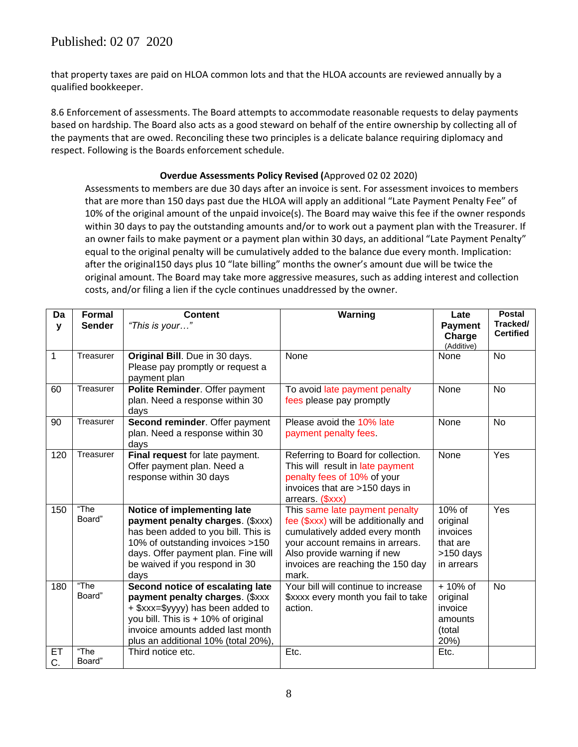Published: 02 07 2020

that property taxes are paid on HLOA common lots and that the HLOA accounts are reviewed annually by a qualified bookkeeper.

8.6 Enforcement of assessments. The Board attempts to accommodate reasonable requests to delay payments based on hardship. The Board also acts as a good steward on behalf of the entire ownership by collecting all of the payments that are owed. Reconciling these two principles is a delicate balance requiring diplomacy and respect. Following is the Boards enforcement schedule.

**Overdue Assessments Policy Revised (**Approved 02 02 2020)

Assessments to members are due 30 days after an invoice is sent. For assessment invoices to members that are more than 150 days past due the HLOA will apply an additional "Late Payment Penalty Fee" of 10% of the original amount of the unpaid invoice(s). The Board may waive this fee if the owner responds within 30 days to pay the outstanding amounts and/or to work out a payment plan with the Treasurer. If an owner fails to make payment or a payment plan within 30 days, an additional "Late Payment Penalty" equal to the original penalty will be cumulatively added to the balance due every month. Implication: after the original150 days plus 10 "late billing" months the owner's amount due will be twice the original amount. The Board may take more aggressive measures, such as adding interest and collection costs, and/or filing a lien if the cycle continues unaddressed by the owner.

| Day | Formal Sender | Content *"This is your…"* | Warning | Late Payment Charge (Additive) | Postal Tracked/ Certified |
|---|---|---|---|---|---|
| 1 | Treasurer | **Original Bill**. Due in 30 days. Please pay promptly or request a payment plan | None | None | No |
| 60 | Treasurer | **Polite Reminder**. Offer payment plan. Need a response within 30 days | To avoid late payment penalty fees please pay promptly | None | No |
| 90 | Treasurer | **Second reminder**. Offer payment plan. Need a response within 30 days | Please avoid the 10% late payment penalty fees. | None | No |
| 120 | Treasurer | **Final request** for late payment. Offer payment plan. Need a response within 30 days | Referring to Board for collection. This will result in late payment penalty fees of 10% of your invoices that are >150 days in arrears. ($xxx) | None | Yes |
| 150 | "The Board" | **Notice of implementing late payment penalty charges**. ($xxx) has been added to you bill. This is 10% of outstanding invoices >150 days. Offer payment plan. Fine will be waived if you respond in 30 days | This same late payment penalty fee ($xxx) will be additionally and cumulatively added every month your account remains in arrears. Also provide warning if new invoices are reaching the 150 day mark. | 10% of original invoices that are >150 days in arrears | Yes |
| 180 | "The Board" | **Second notice of escalating late payment penalty charges**. ($xxx + $xxx=$yyyy) has been added to you bill. This is + 10% of original invoice amounts added last month plus an additional 10% (total 20%), | Your bill will continue to increase $xxxx every month you fail to take action. | + 10% of original invoice amounts (total 20%) | No |
| ETC. | "The Board" | Third notice etc. | Etc. | Etc. | |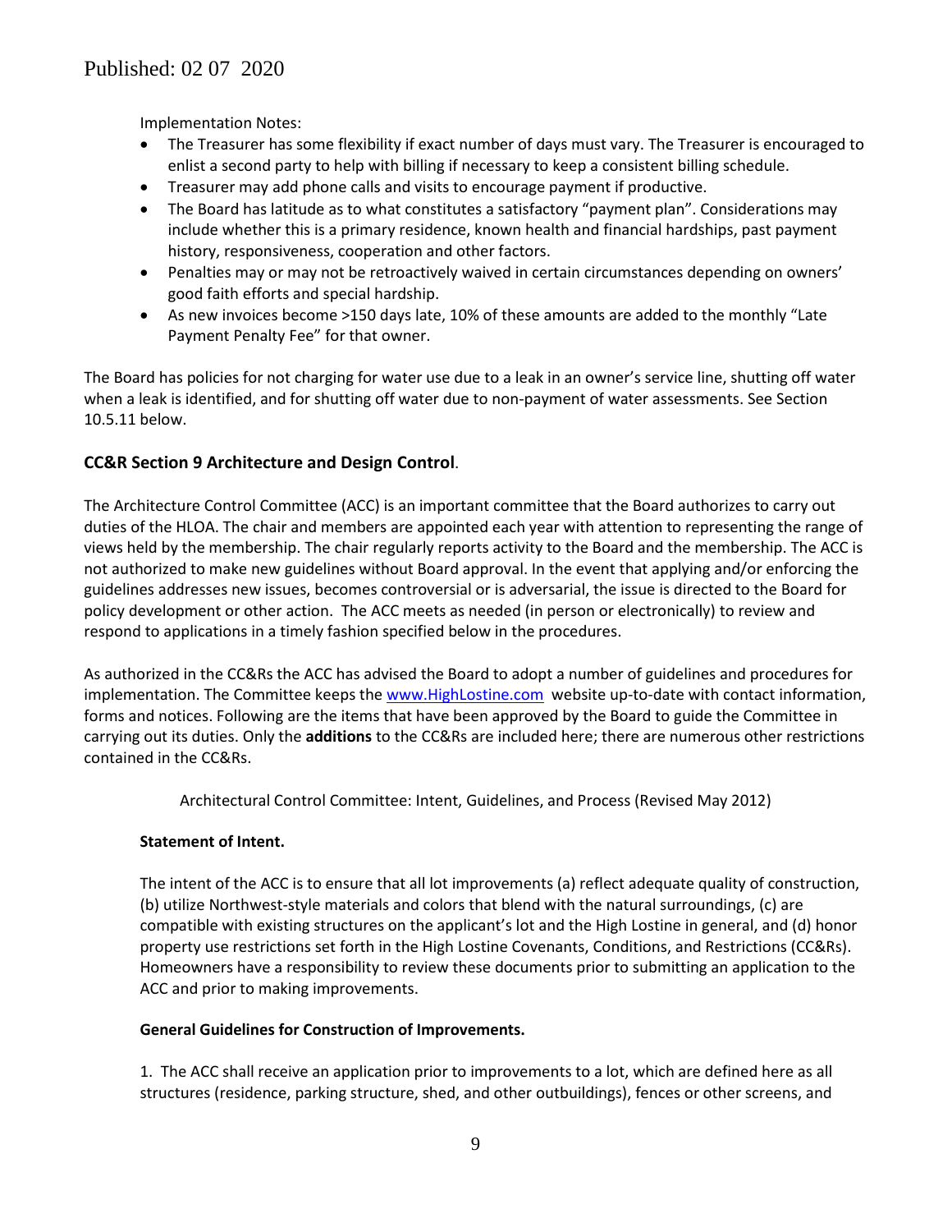Implementation Notes:

- The Treasurer has some flexibility if exact number of days must vary. The Treasurer is encouraged to enlist a second party to help with billing if necessary to keep a consistent billing schedule.
- Treasurer may add phone calls and visits to encourage payment if productive.
- The Board has latitude as to what constitutes a satisfactory "payment plan". Considerations may include whether this is a primary residence, known health and financial hardships, past payment history, responsiveness, cooperation and other factors.
- Penalties may or may not be retroactively waived in certain circumstances depending on owners' good faith efforts and special hardship.
- As new invoices become >150 days late, 10% of these amounts are added to the monthly "Late Payment Penalty Fee" for that owner.

The Board has policies for not charging for water use due to a leak in an owner's service line, shutting off water when a leak is identified, and for shutting off water due to non-payment of water assessments. See Section 10.5.11 below.

## CC&R Section 9 Architecture and Design Control.

The Architecture Control Committee (ACC) is an important committee that the Board authorizes to carry out duties of the HLOA. The chair and members are appointed each year with attention to representing the range of views held by the membership. The chair regularly reports activity to the Board and the membership. The ACC is not authorized to make new guidelines without Board approval. In the event that applying and/or enforcing the guidelines addresses new issues, becomes controversial or is adversarial, the issue is directed to the Board for policy development or other action. The ACC meets as needed (in person or electronically) to review and respond to applications in a timely fashion specified below in the procedures.

As authorized in the CC&Rs the ACC has advised the Board to adopt a number of guidelines and procedures for implementation. The Committee keeps the www.HighLostine.com website up-to-date with contact information, forms and notices. Following are the items that have been approved by the Board to guide the Committee in carrying out its duties. Only the **additions** to the CC&Rs are included here; there are numerous other restrictions contained in the CC&Rs.

Architectural Control Committee: Intent, Guidelines, and Process (Revised May 2012)

**Statement of Intent.**

The intent of the ACC is to ensure that all lot improvements (a) reflect adequate quality of construction, (b) utilize Northwest-style materials and colors that blend with the natural surroundings, (c) are compatible with existing structures on the applicant's lot and the High Lostine in general, and (d) honor property use restrictions set forth in the High Lostine Covenants, Conditions, and Restrictions (CC&Rs). Homeowners have a responsibility to review these documents prior to submitting an application to the ACC and prior to making improvements.

**General Guidelines for Construction of Improvements.**

1. The ACC shall receive an application prior to improvements to a lot, which are defined here as all structures (residence, parking structure, shed, and other outbuildings), fences or other screens, and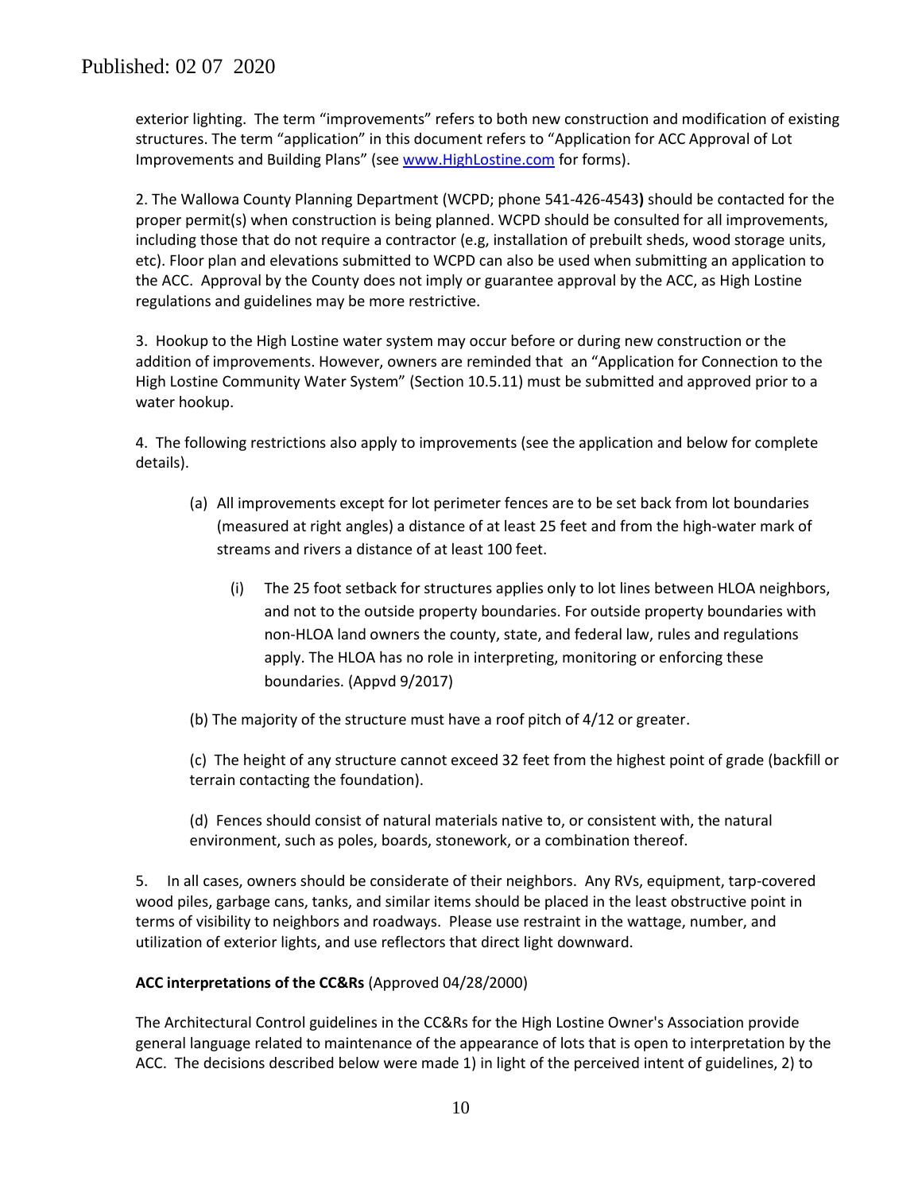exterior lighting. The term "improvements" refers to both new construction and modification of existing structures. The term "application" in this document refers to "Application for ACC Approval of Lot Improvements and Building Plans" (see www.HighLostine.com for forms).

2. The Wallowa County Planning Department (WCPD; phone 541-426-4543**)** should be contacted for the proper permit(s) when construction is being planned. WCPD should be consulted for all improvements, including those that do not require a contractor (e.g, installation of prebuilt sheds, wood storage units, etc). Floor plan and elevations submitted to WCPD can also be used when submitting an application to the ACC. Approval by the County does not imply or guarantee approval by the ACC, as High Lostine regulations and guidelines may be more restrictive.

3. Hookup to the High Lostine water system may occur before or during new construction or the addition of improvements. However, owners are reminded that an "Application for Connection to the High Lostine Community Water System" (Section 10.5.11) must be submitted and approved prior to a water hookup.

4. The following restrictions also apply to improvements (see the application and below for complete details).

(a) All improvements except for lot perimeter fences are to be set back from lot boundaries (measured at right angles) a distance of at least 25 feet and from the high-water mark of streams and rivers a distance of at least 100 feet.

(i) The 25 foot setback for structures applies only to lot lines between HLOA neighbors, and not to the outside property boundaries. For outside property boundaries with non-HLOA land owners the county, state, and federal law, rules and regulations apply. The HLOA has no role in interpreting, monitoring or enforcing these boundaries. (Appvd 9/2017)

(b) The majority of the structure must have a roof pitch of 4/12 or greater.

(c) The height of any structure cannot exceed 32 feet from the highest point of grade (backfill or terrain contacting the foundation).

(d) Fences should consist of natural materials native to, or consistent with, the natural environment, such as poles, boards, stonework, or a combination thereof.

5. In all cases, owners should be considerate of their neighbors. Any RVs, equipment, tarp-covered wood piles, garbage cans, tanks, and similar items should be placed in the least obstructive point in terms of visibility to neighbors and roadways. Please use restraint in the wattage, number, and utilization of exterior lights, and use reflectors that direct light downward.

**ACC interpretations of the CC&Rs** (Approved 04/28/2000)

The Architectural Control guidelines in the CC&Rs for the High Lostine Owner's Association provide general language related to maintenance of the appearance of lots that is open to interpretation by the ACC. The decisions described below were made 1) in light of the perceived intent of guidelines, 2) to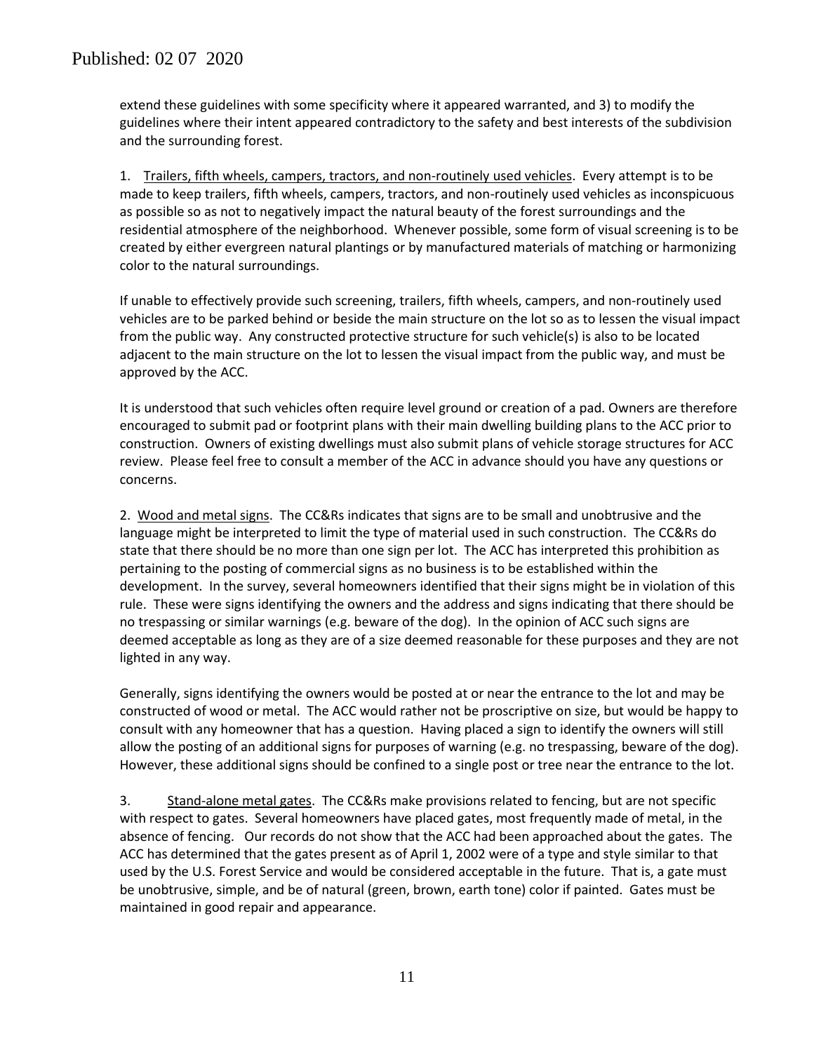extend these guidelines with some specificity where it appeared warranted, and 3) to modify the guidelines where their intent appeared contradictory to the safety and best interests of the subdivision and the surrounding forest.

1. Trailers, fifth wheels, campers, tractors, and non-routinely used vehicles. Every attempt is to be made to keep trailers, fifth wheels, campers, tractors, and non-routinely used vehicles as inconspicuous as possible so as not to negatively impact the natural beauty of the forest surroundings and the residential atmosphere of the neighborhood. Whenever possible, some form of visual screening is to be created by either evergreen natural plantings or by manufactured materials of matching or harmonizing color to the natural surroundings.

If unable to effectively provide such screening, trailers, fifth wheels, campers, and non-routinely used vehicles are to be parked behind or beside the main structure on the lot so as to lessen the visual impact from the public way. Any constructed protective structure for such vehicle(s) is also to be located adjacent to the main structure on the lot to lessen the visual impact from the public way, and must be approved by the ACC.

It is understood that such vehicles often require level ground or creation of a pad. Owners are therefore encouraged to submit pad or footprint plans with their main dwelling building plans to the ACC prior to construction. Owners of existing dwellings must also submit plans of vehicle storage structures for ACC review. Please feel free to consult a member of the ACC in advance should you have any questions or concerns.

2. Wood and metal signs. The CC&Rs indicates that signs are to be small and unobtrusive and the language might be interpreted to limit the type of material used in such construction. The CC&Rs do state that there should be no more than one sign per lot. The ACC has interpreted this prohibition as pertaining to the posting of commercial signs as no business is to be established within the development. In the survey, several homeowners identified that their signs might be in violation of this rule. These were signs identifying the owners and the address and signs indicating that there should be no trespassing or similar warnings (e.g. beware of the dog). In the opinion of ACC such signs are deemed acceptable as long as they are of a size deemed reasonable for these purposes and they are not lighted in any way.

Generally, signs identifying the owners would be posted at or near the entrance to the lot and may be constructed of wood or metal. The ACC would rather not be proscriptive on size, but would be happy to consult with any homeowner that has a question. Having placed a sign to identify the owners will still allow the posting of an additional signs for purposes of warning (e.g. no trespassing, beware of the dog). However, these additional signs should be confined to a single post or tree near the entrance to the lot.

3. Stand-alone metal gates. The CC&Rs make provisions related to fencing, but are not specific with respect to gates. Several homeowners have placed gates, most frequently made of metal, in the absence of fencing. Our records do not show that the ACC had been approached about the gates. The ACC has determined that the gates present as of April 1, 2002 were of a type and style similar to that used by the U.S. Forest Service and would be considered acceptable in the future. That is, a gate must be unobtrusive, simple, and be of natural (green, brown, earth tone) color if painted. Gates must be maintained in good repair and appearance.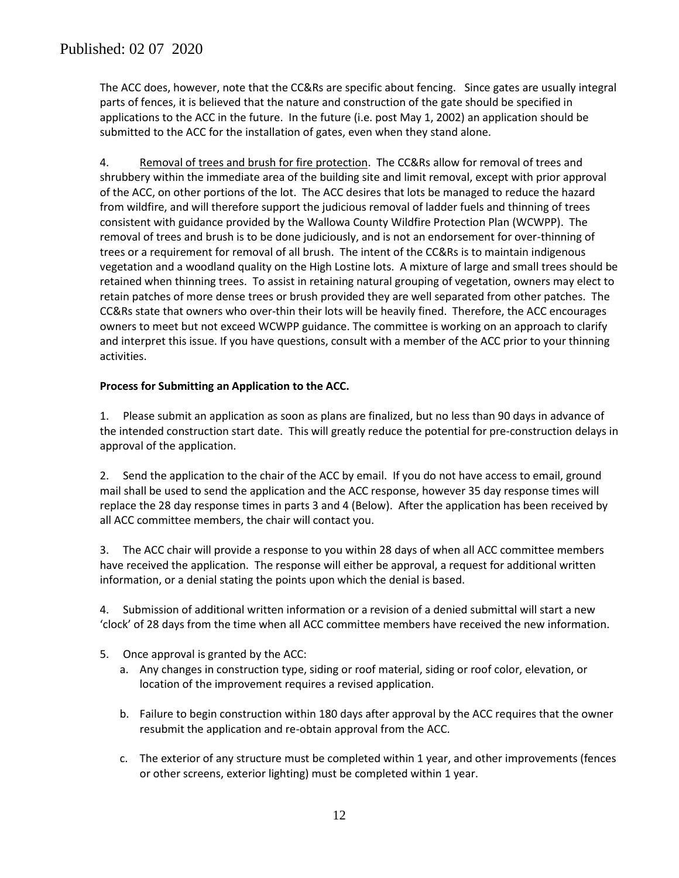The ACC does, however, note that the CC&Rs are specific about fencing. Since gates are usually integral parts of fences, it is believed that the nature and construction of the gate should be specified in applications to the ACC in the future. In the future (i.e. post May 1, 2002) an application should be submitted to the ACC for the installation of gates, even when they stand alone.

4. <u>Removal of trees and brush for fire protection</u>. The CC&Rs allow for removal of trees and shrubbery within the immediate area of the building site and limit removal, except with prior approval of the ACC, on other portions of the lot. The ACC desires that lots be managed to reduce the hazard from wildfire, and will therefore support the judicious removal of ladder fuels and thinning of trees consistent with guidance provided by the Wallowa County Wildfire Protection Plan (WCWPP). The removal of trees and brush is to be done judiciously, and is not an endorsement for over-thinning of trees or a requirement for removal of all brush. The intent of the CC&Rs is to maintain indigenous vegetation and a woodland quality on the High Lostine lots. A mixture of large and small trees should be retained when thinning trees. To assist in retaining natural grouping of vegetation, owners may elect to retain patches of more dense trees or brush provided they are well separated from other patches. The CC&Rs state that owners who over-thin their lots will be heavily fined. Therefore, the ACC encourages owners to meet but not exceed WCWPP guidance. The committee is working on an approach to clarify and interpret this issue. If you have questions, consult with a member of the ACC prior to your thinning activities.

**Process for Submitting an Application to the ACC.**

1. Please submit an application as soon as plans are finalized, but no less than 90 days in advance of the intended construction start date. This will greatly reduce the potential for pre-construction delays in approval of the application.

2. Send the application to the chair of the ACC by email. If you do not have access to email, ground mail shall be used to send the application and the ACC response, however 35 day response times will replace the 28 day response times in parts 3 and 4 (Below). After the application has been received by all ACC committee members, the chair will contact you.

3. The ACC chair will provide a response to you within 28 days of when all ACC committee members have received the application. The response will either be approval, a request for additional written information, or a denial stating the points upon which the denial is based.

4. Submission of additional written information or a revision of a denied submittal will start a new 'clock' of 28 days from the time when all ACC committee members have received the new information.

5. Once approval is granted by the ACC:
   a. Any changes in construction type, siding or roof material, siding or roof color, elevation, or location of the improvement requires a revised application.

   b. Failure to begin construction within 180 days after approval by the ACC requires that the owner resubmit the application and re-obtain approval from the ACC.

   c. The exterior of any structure must be completed within 1 year, and other improvements (fences or other screens, exterior lighting) must be completed within 1 year.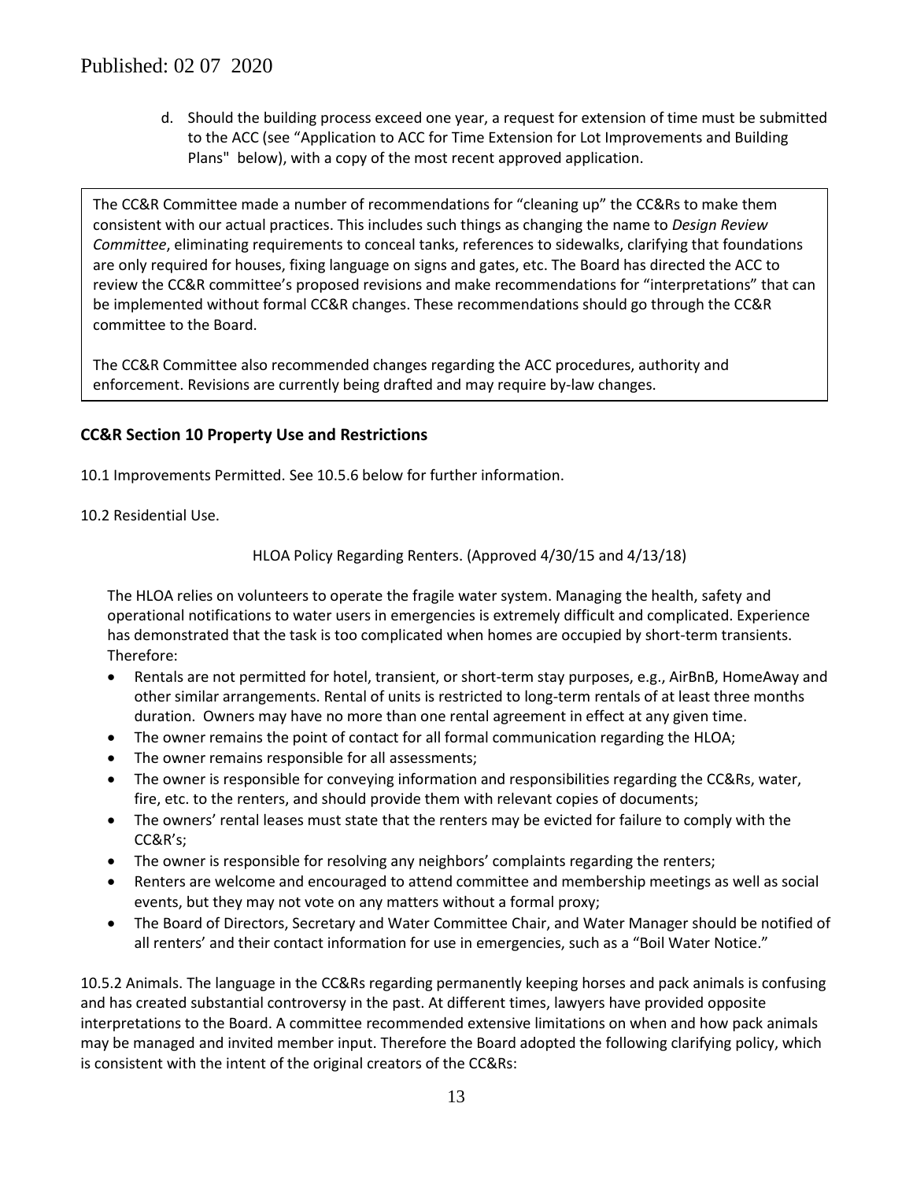d. Should the building process exceed one year, a request for extension of time must be submitted to the ACC (see "Application to ACC for Time Extension for Lot Improvements and Building Plans" below), with a copy of the most recent approved application.

> The CC&R Committee made a number of recommendations for "cleaning up" the CC&Rs to make them consistent with our actual practices. This includes such things as changing the name to *Design Review Committee*, eliminating requirements to conceal tanks, references to sidewalks, clarifying that foundations are only required for houses, fixing language on signs and gates, etc. The Board has directed the ACC to review the CC&R committee's proposed revisions and make recommendations for "interpretations" that can be implemented without formal CC&R changes. These recommendations should go through the CC&R committee to the Board.
>
> The CC&R Committee also recommended changes regarding the ACC procedures, authority and enforcement. Revisions are currently being drafted and may require by-law changes.

## CC&R Section 10 Property Use and Restrictions

10.1 Improvements Permitted. See 10.5.6 below for further information.

10.2 Residential Use.

HLOA Policy Regarding Renters. (Approved 4/30/15 and 4/13/18)

The HLOA relies on volunteers to operate the fragile water system. Managing the health, safety and operational notifications to water users in emergencies is extremely difficult and complicated. Experience has demonstrated that the task is too complicated when homes are occupied by short-term transients. Therefore:

- Rentals are not permitted for hotel, transient, or short-term stay purposes, e.g., AirBnB, HomeAway and other similar arrangements. Rental of units is restricted to long-term rentals of at least three months duration. Owners may have no more than one rental agreement in effect at any given time.
- The owner remains the point of contact for all formal communication regarding the HLOA;
- The owner remains responsible for all assessments;
- The owner is responsible for conveying information and responsibilities regarding the CC&Rs, water, fire, etc. to the renters, and should provide them with relevant copies of documents;
- The owners' rental leases must state that the renters may be evicted for failure to comply with the CC&R's;
- The owner is responsible for resolving any neighbors' complaints regarding the renters;
- Renters are welcome and encouraged to attend committee and membership meetings as well as social events, but they may not vote on any matters without a formal proxy;
- The Board of Directors, Secretary and Water Committee Chair, and Water Manager should be notified of all renters' and their contact information for use in emergencies, such as a "Boil Water Notice."

10.5.2 Animals. The language in the CC&Rs regarding permanently keeping horses and pack animals is confusing and has created substantial controversy in the past. At different times, lawyers have provided opposite interpretations to the Board. A committee recommended extensive limitations on when and how pack animals may be managed and invited member input. Therefore the Board adopted the following clarifying policy, which is consistent with the intent of the original creators of the CC&Rs: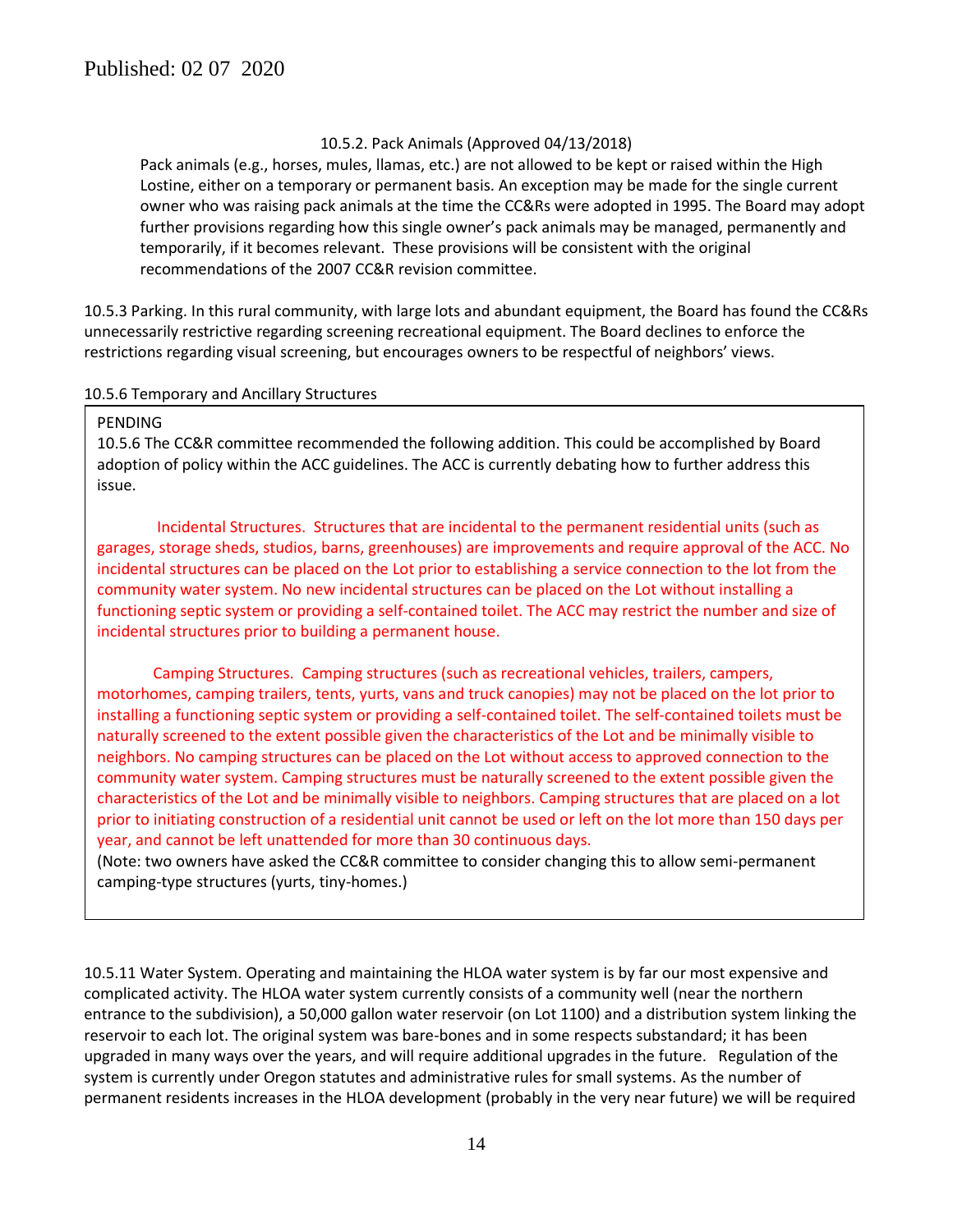Published: 02 07 2020

10.5.2. Pack Animals (Approved 04/13/2018)

Pack animals (e.g., horses, mules, llamas, etc.) are not allowed to be kept or raised within the High Lostine, either on a temporary or permanent basis. An exception may be made for the single current owner who was raising pack animals at the time the CC&Rs were adopted in 1995. The Board may adopt further provisions regarding how this single owner's pack animals may be managed, permanently and temporarily, if it becomes relevant. These provisions will be consistent with the original recommendations of the 2007 CC&R revision committee.

10.5.3 Parking. In this rural community, with large lots and abundant equipment, the Board has found the CC&Rs unnecessarily restrictive regarding screening recreational equipment. The Board declines to enforce the restrictions regarding visual screening, but encourages owners to be respectful of neighbors' views.

10.5.6 Temporary and Ancillary Structures

PENDING

10.5.6 The CC&R committee recommended the following addition. This could be accomplished by Board adoption of policy within the ACC guidelines. The ACC is currently debating how to further address this issue.

Incidental Structures. Structures that are incidental to the permanent residential units (such as garages, storage sheds, studios, barns, greenhouses) are improvements and require approval of the ACC. No incidental structures can be placed on the Lot prior to establishing a service connection to the lot from the community water system. No new incidental structures can be placed on the Lot without installing a functioning septic system or providing a self-contained toilet. The ACC may restrict the number and size of incidental structures prior to building a permanent house.

Camping Structures. Camping structures (such as recreational vehicles, trailers, campers, motorhomes, camping trailers, tents, yurts, vans and truck canopies) may not be placed on the lot prior to installing a functioning septic system or providing a self-contained toilet. The self-contained toilets must be naturally screened to the extent possible given the characteristics of the Lot and be minimally visible to neighbors. No camping structures can be placed on the Lot without access to approved connection to the community water system. Camping structures must be naturally screened to the extent possible given the characteristics of the Lot and be minimally visible to neighbors. Camping structures that are placed on a lot prior to initiating construction of a residential unit cannot be used or left on the lot more than 150 days per year, and cannot be left unattended for more than 30 continuous days.

(Note: two owners have asked the CC&R committee to consider changing this to allow semi-permanent camping-type structures (yurts, tiny-homes.)

10.5.11 Water System. Operating and maintaining the HLOA water system is by far our most expensive and complicated activity. The HLOA water system currently consists of a community well (near the northern entrance to the subdivision), a 50,000 gallon water reservoir (on Lot 1100) and a distribution system linking the reservoir to each lot. The original system was bare-bones and in some respects substandard; it has been upgraded in many ways over the years, and will require additional upgrades in the future. Regulation of the system is currently under Oregon statutes and administrative rules for small systems. As the number of permanent residents increases in the HLOA development (probably in the very near future) we will be required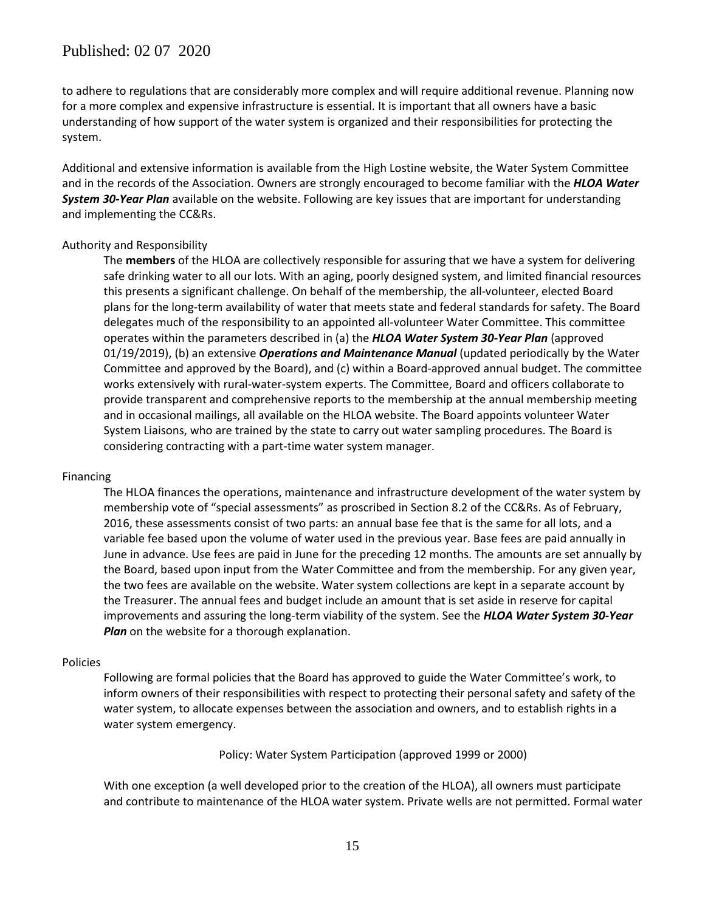to adhere to regulations that are considerably more complex and will require additional revenue. Planning now for a more complex and expensive infrastructure is essential. It is important that all owners have a basic understanding of how support of the water system is organized and their responsibilities for protecting the system.

Additional and extensive information is available from the High Lostine website, the Water System Committee and in the records of the Association. Owners are strongly encouraged to become familiar with the ***HLOA Water System 30-Year Plan*** available on the website. Following are key issues that are important for understanding and implementing the CC&Rs.

### Authority and Responsibility

The **members** of the HLOA are collectively responsible for assuring that we have a system for delivering safe drinking water to all our lots. With an aging, poorly designed system, and limited financial resources this presents a significant challenge. On behalf of the membership, the all-volunteer, elected Board plans for the long-term availability of water that meets state and federal standards for safety. The Board delegates much of the responsibility to an appointed all-volunteer Water Committee. This committee operates within the parameters described in (a) the ***HLOA Water System 30-Year Plan*** (approved 01/19/2019), (b) an extensive ***Operations and Maintenance Manual*** (updated periodically by the Water Committee and approved by the Board), and (c) within a Board-approved annual budget. The committee works extensively with rural-water-system experts. The Committee, Board and officers collaborate to provide transparent and comprehensive reports to the membership at the annual membership meeting and in occasional mailings, all available on the HLOA website. The Board appoints volunteer Water System Liaisons, who are trained by the state to carry out water sampling procedures. The Board is considering contracting with a part-time water system manager.

### Financing

The HLOA finances the operations, maintenance and infrastructure development of the water system by membership vote of "special assessments" as proscribed in Section 8.2 of the CC&Rs. As of February, 2016, these assessments consist of two parts: an annual base fee that is the same for all lots, and a variable fee based upon the volume of water used in the previous year. Base fees are paid annually in June in advance. Use fees are paid in June for the preceding 12 months. The amounts are set annually by the Board, based upon input from the Water Committee and from the membership. For any given year, the two fees are available on the website. Water system collections are kept in a separate account by the Treasurer. The annual fees and budget include an amount that is set aside in reserve for capital improvements and assuring the long-term viability of the system. See the ***HLOA Water System 30-Year Plan*** on the website for a thorough explanation.

### Policies

Following are formal policies that the Board has approved to guide the Water Committee's work, to inform owners of their responsibilities with respect to protecting their personal safety and safety of the water system, to allocate expenses between the association and owners, and to establish rights in a water system emergency.

Policy: Water System Participation (approved 1999 or 2000)

With one exception (a well developed prior to the creation of the HLOA), all owners must participate and contribute to maintenance of the HLOA water system. Private wells are not permitted. Formal water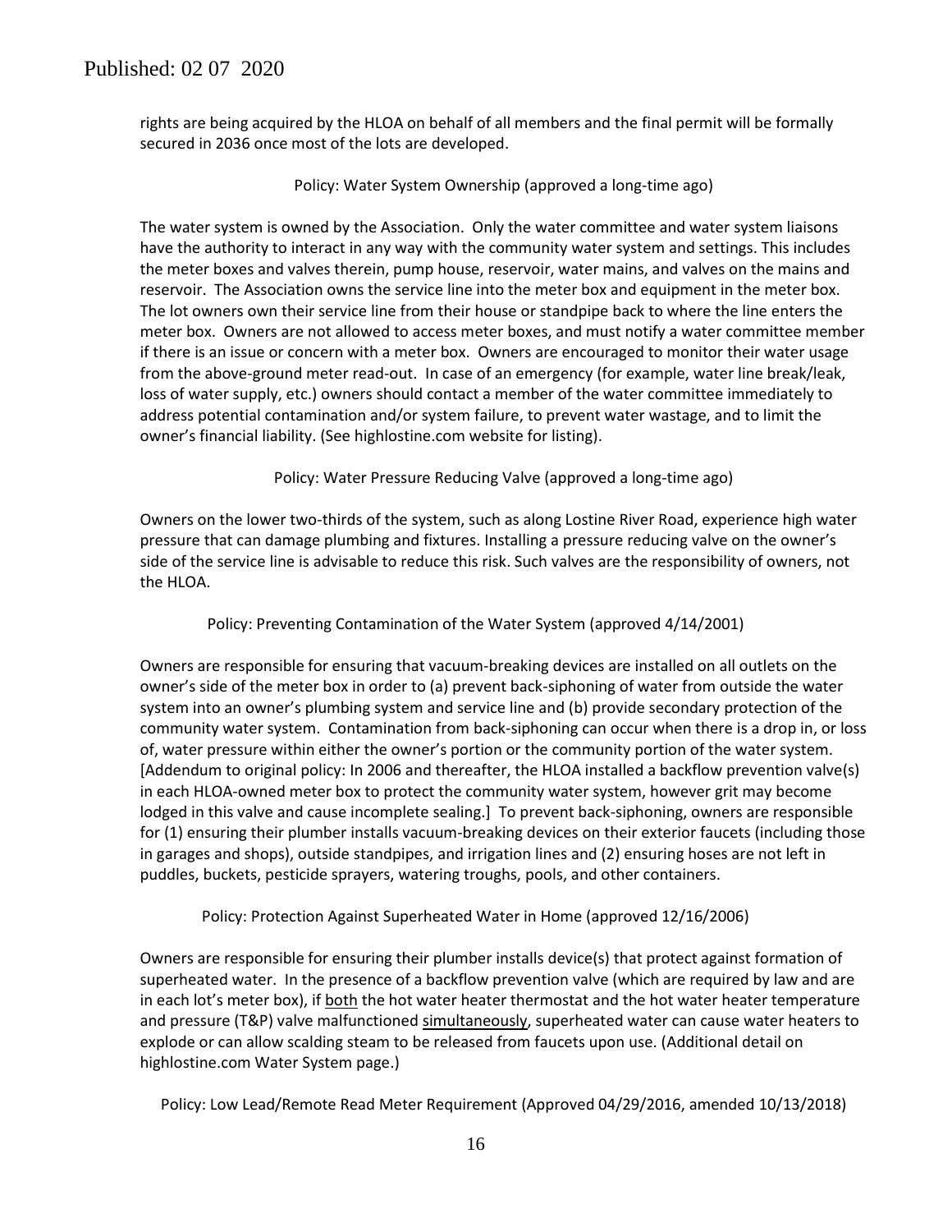rights are being acquired by the HLOA on behalf of all members and the final permit will be formally secured in 2036 once most of the lots are developed.

### Policy: Water System Ownership (approved a long-time ago)

The water system is owned by the Association. Only the water committee and water system liaisons have the authority to interact in any way with the community water system and settings. This includes the meter boxes and valves therein, pump house, reservoir, water mains, and valves on the mains and reservoir. The Association owns the service line into the meter box and equipment in the meter box. The lot owners own their service line from their house or standpipe back to where the line enters the meter box. Owners are not allowed to access meter boxes, and must notify a water committee member if there is an issue or concern with a meter box. Owners are encouraged to monitor their water usage from the above-ground meter read-out. In case of an emergency (for example, water line break/leak, loss of water supply, etc.) owners should contact a member of the water committee immediately to address potential contamination and/or system failure, to prevent water wastage, and to limit the owner's financial liability. (See highlostine.com website for listing).

### Policy: Water Pressure Reducing Valve (approved a long-time ago)

Owners on the lower two-thirds of the system, such as along Lostine River Road, experience high water pressure that can damage plumbing and fixtures. Installing a pressure reducing valve on the owner's side of the service line is advisable to reduce this risk. Such valves are the responsibility of owners, not the HLOA.

### Policy: Preventing Contamination of the Water System (approved 4/14/2001)

Owners are responsible for ensuring that vacuum-breaking devices are installed on all outlets on the owner's side of the meter box in order to (a) prevent back-siphoning of water from outside the water system into an owner's plumbing system and service line and (b) provide secondary protection of the community water system. Contamination from back-siphoning can occur when there is a drop in, or loss of, water pressure within either the owner's portion or the community portion of the water system. [Addendum to original policy: In 2006 and thereafter, the HLOA installed a backflow prevention valve(s) in each HLOA-owned meter box to protect the community water system, however grit may become lodged in this valve and cause incomplete sealing.] To prevent back-siphoning, owners are responsible for (1) ensuring their plumber installs vacuum-breaking devices on their exterior faucets (including those in garages and shops), outside standpipes, and irrigation lines and (2) ensuring hoses are not left in puddles, buckets, pesticide sprayers, watering troughs, pools, and other containers.

### Policy: Protection Against Superheated Water in Home (approved 12/16/2006)

Owners are responsible for ensuring their plumber installs device(s) that protect against formation of superheated water. In the presence of a backflow prevention valve (which are required by law and are in each lot's meter box), if <u>both</u> the hot water heater thermostat and the hot water heater temperature and pressure (T&P) valve malfunctioned <u>simultaneously</u>, superheated water can cause water heaters to explode or can allow scalding steam to be released from faucets upon use. (Additional detail on highlostine.com Water System page.)

### Policy: Low Lead/Remote Read Meter Requirement (Approved 04/29/2016, amended 10/13/2018)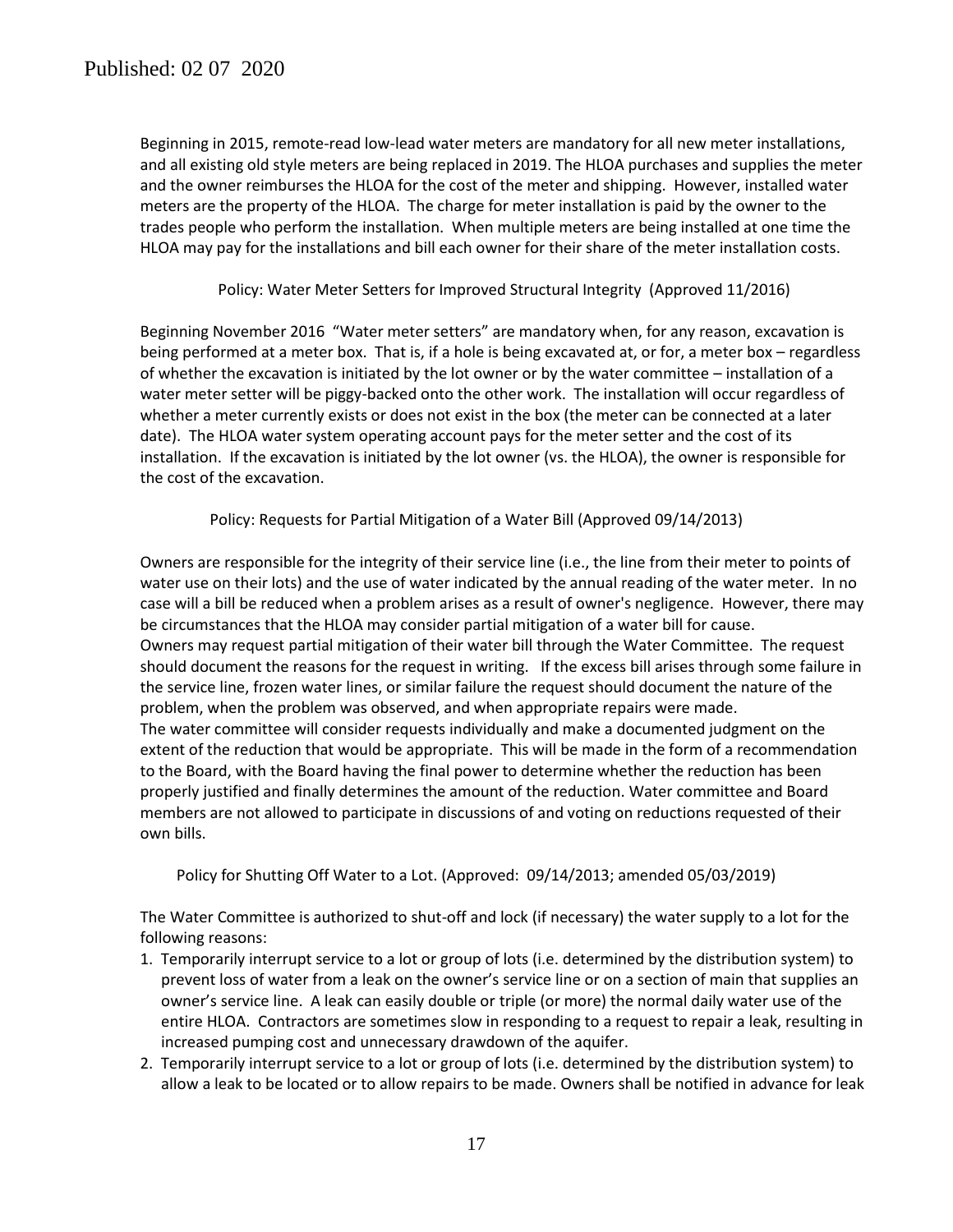Beginning in 2015, remote-read low-lead water meters are mandatory for all new meter installations, and all existing old style meters are being replaced in 2019. The HLOA purchases and supplies the meter and the owner reimburses the HLOA for the cost of the meter and shipping. However, installed water meters are the property of the HLOA. The charge for meter installation is paid by the owner to the trades people who perform the installation. When multiple meters are being installed at one time the HLOA may pay for the installations and bill each owner for their share of the meter installation costs.

### Policy: Water Meter Setters for Improved Structural Integrity (Approved 11/2016)

Beginning November 2016 "Water meter setters" are mandatory when, for any reason, excavation is being performed at a meter box. That is, if a hole is being excavated at, or for, a meter box – regardless of whether the excavation is initiated by the lot owner or by the water committee – installation of a water meter setter will be piggy-backed onto the other work. The installation will occur regardless of whether a meter currently exists or does not exist in the box (the meter can be connected at a later date). The HLOA water system operating account pays for the meter setter and the cost of its installation. If the excavation is initiated by the lot owner (vs. the HLOA), the owner is responsible for the cost of the excavation.

### Policy: Requests for Partial Mitigation of a Water Bill (Approved 09/14/2013)

Owners are responsible for the integrity of their service line (i.e., the line from their meter to points of water use on their lots) and the use of water indicated by the annual reading of the water meter. In no case will a bill be reduced when a problem arises as a result of owner's negligence. However, there may be circumstances that the HLOA may consider partial mitigation of a water bill for cause.

Owners may request partial mitigation of their water bill through the Water Committee. The request should document the reasons for the request in writing. If the excess bill arises through some failure in the service line, frozen water lines, or similar failure the request should document the nature of the problem, when the problem was observed, and when appropriate repairs were made.

The water committee will consider requests individually and make a documented judgment on the extent of the reduction that would be appropriate. This will be made in the form of a recommendation to the Board, with the Board having the final power to determine whether the reduction has been properly justified and finally determines the amount of the reduction. Water committee and Board members are not allowed to participate in discussions of and voting on reductions requested of their own bills.

### Policy for Shutting Off Water to a Lot. (Approved: 09/14/2013; amended 05/03/2019)

The Water Committee is authorized to shut-off and lock (if necessary) the water supply to a lot for the following reasons:

1. Temporarily interrupt service to a lot or group of lots (i.e. determined by the distribution system) to prevent loss of water from a leak on the owner's service line or on a section of main that supplies an owner's service line. A leak can easily double or triple (or more) the normal daily water use of the entire HLOA. Contractors are sometimes slow in responding to a request to repair a leak, resulting in increased pumping cost and unnecessary drawdown of the aquifer.
2. Temporarily interrupt service to a lot or group of lots (i.e. determined by the distribution system) to allow a leak to be located or to allow repairs to be made. Owners shall be notified in advance for leak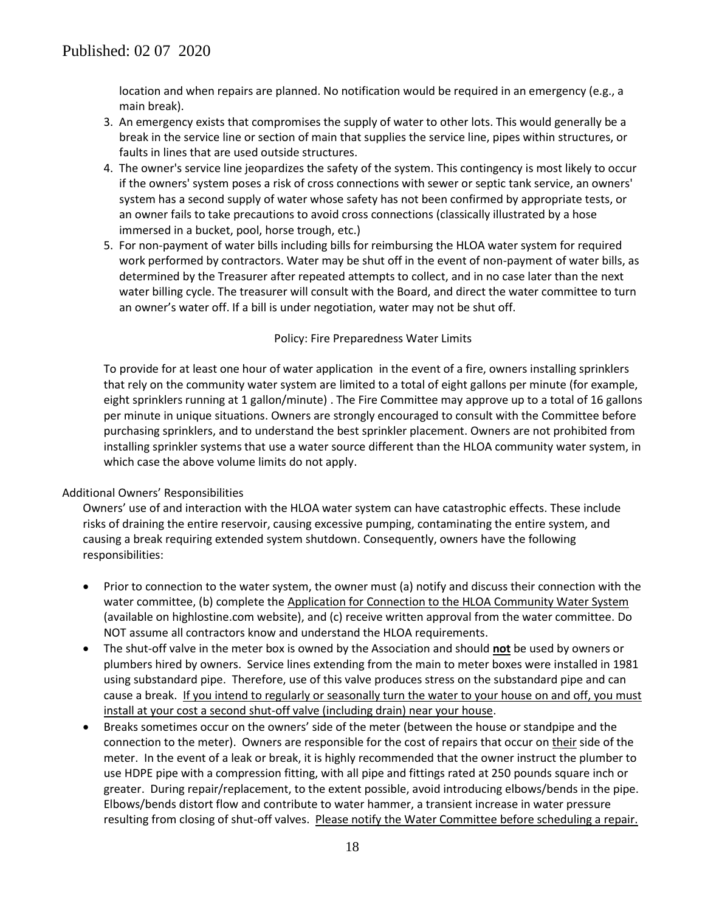location and when repairs are planned. No notification would be required in an emergency (e.g., a main break).

3. An emergency exists that compromises the supply of water to other lots. This would generally be a break in the service line or section of main that supplies the service line, pipes within structures, or faults in lines that are used outside structures.
4. The owner's service line jeopardizes the safety of the system. This contingency is most likely to occur if the owners' system poses a risk of cross connections with sewer or septic tank service, an owners' system has a second supply of water whose safety has not been confirmed by appropriate tests, or an owner fails to take precautions to avoid cross connections (classically illustrated by a hose immersed in a bucket, pool, horse trough, etc.)
5. For non-payment of water bills including bills for reimbursing the HLOA water system for required work performed by contractors. Water may be shut off in the event of non-payment of water bills, as determined by the Treasurer after repeated attempts to collect, and in no case later than the next water billing cycle. The treasurer will consult with the Board, and direct the water committee to turn an owner's water off. If a bill is under negotiation, water may not be shut off.

Policy: Fire Preparedness Water Limits

To provide for at least one hour of water application in the event of a fire, owners installing sprinklers that rely on the community water system are limited to a total of eight gallons per minute (for example, eight sprinklers running at 1 gallon/minute) . The Fire Committee may approve up to a total of 16 gallons per minute in unique situations. Owners are strongly encouraged to consult with the Committee before purchasing sprinklers, and to understand the best sprinkler placement. Owners are not prohibited from installing sprinkler systems that use a water source different than the HLOA community water system, in which case the above volume limits do not apply.

Additional Owners' Responsibilities

Owners' use of and interaction with the HLOA water system can have catastrophic effects. These include risks of draining the entire reservoir, causing excessive pumping, contaminating the entire system, and causing a break requiring extended system shutdown. Consequently, owners have the following responsibilities:

- Prior to connection to the water system, the owner must (a) notify and discuss their connection with the water committee, (b) complete the Application for Connection to the HLOA Community Water System (available on highlostine.com website), and (c) receive written approval from the water committee. Do NOT assume all contractors know and understand the HLOA requirements.
- The shut-off valve in the meter box is owned by the Association and should **not** be used by owners or plumbers hired by owners. Service lines extending from the main to meter boxes were installed in 1981 using substandard pipe. Therefore, use of this valve produces stress on the substandard pipe and can cause a break. If you intend to regularly or seasonally turn the water to your house on and off, you must install at your cost a second shut-off valve (including drain) near your house.
- Breaks sometimes occur on the owners' side of the meter (between the house or standpipe and the connection to the meter). Owners are responsible for the cost of repairs that occur on their side of the meter. In the event of a leak or break, it is highly recommended that the owner instruct the plumber to use HDPE pipe with a compression fitting, with all pipe and fittings rated at 250 pounds square inch or greater. During repair/replacement, to the extent possible, avoid introducing elbows/bends in the pipe. Elbows/bends distort flow and contribute to water hammer, a transient increase in water pressure resulting from closing of shut-off valves. Please notify the Water Committee before scheduling a repair.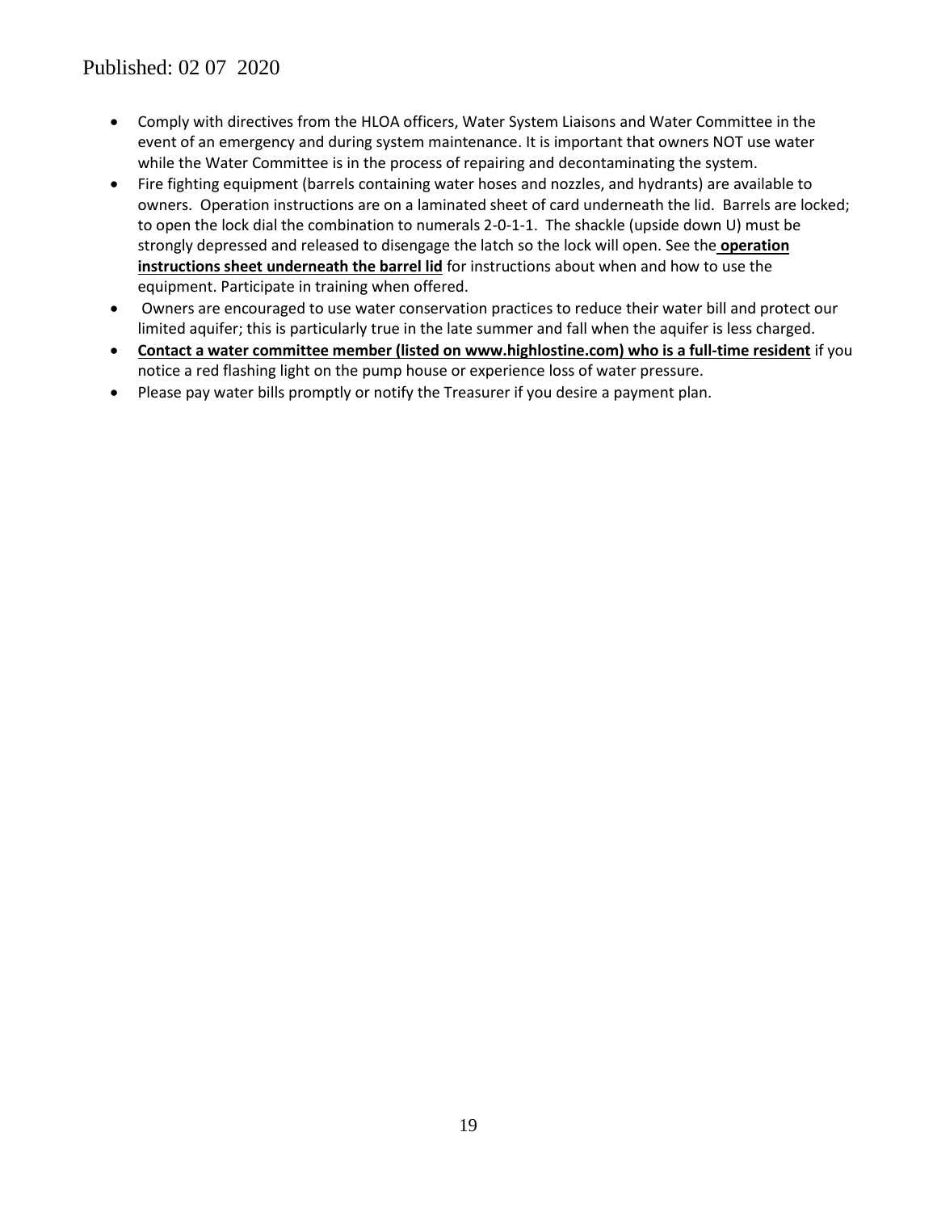- Comply with directives from the HLOA officers, Water System Liaisons and Water Committee in the event of an emergency and during system maintenance. It is important that owners NOT use water while the Water Committee is in the process of repairing and decontaminating the system.
- Fire fighting equipment (barrels containing water hoses and nozzles, and hydrants) are available to owners. Operation instructions are on a laminated sheet of card underneath the lid. Barrels are locked; to open the lock dial the combination to numerals 2-0-1-1. The shackle (upside down U) must be strongly depressed and released to disengage the latch so the lock will open. See the **operation instructions sheet underneath the barrel lid** for instructions about when and how to use the equipment. Participate in training when offered.
- Owners are encouraged to use water conservation practices to reduce their water bill and protect our limited aquifer; this is particularly true in the late summer and fall when the aquifer is less charged.
- **Contact a water committee member (listed on www.highlostine.com) who is a full-time resident** if you notice a red flashing light on the pump house or experience loss of water pressure.
- Please pay water bills promptly or notify the Treasurer if you desire a payment plan.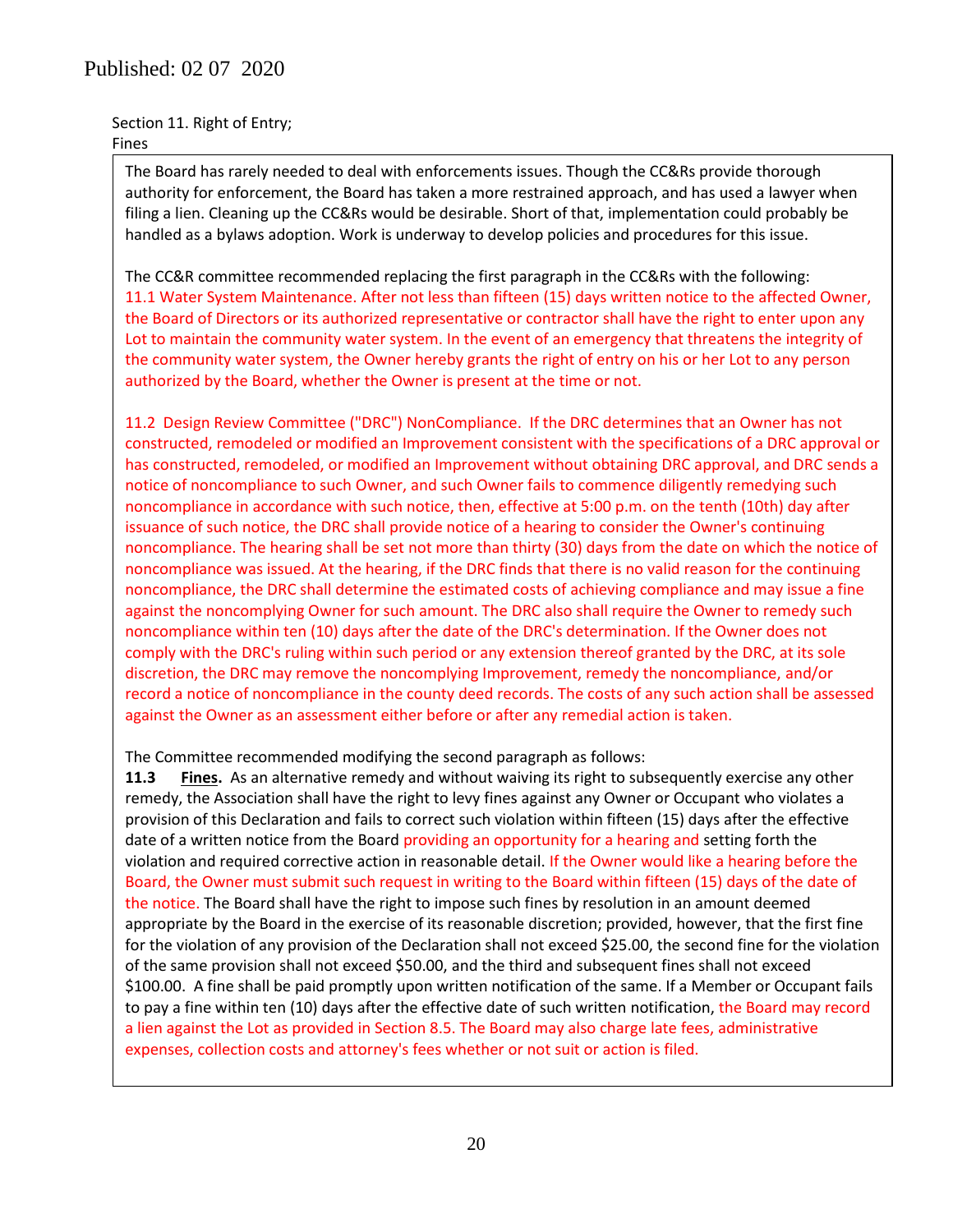Published: 02 07 2020

Section 11. Right of Entry;
Fines

The Board has rarely needed to deal with enforcements issues. Though the CC&Rs provide thorough authority for enforcement, the Board has taken a more restrained approach, and has used a lawyer when filing a lien. Cleaning up the CC&Rs would be desirable. Short of that, implementation could probably be handled as a bylaws adoption. Work is underway to develop policies and procedures for this issue.

The CC&R committee recommended replacing the first paragraph in the CC&Rs with the following:
11.1 Water System Maintenance. After not less than fifteen (15) days written notice to the affected Owner, the Board of Directors or its authorized representative or contractor shall have the right to enter upon any Lot to maintain the community water system. In the event of an emergency that threatens the integrity of the community water system, the Owner hereby grants the right of entry on his or her Lot to any person authorized by the Board, whether the Owner is present at the time or not.

11.2 Design Review Committee ("DRC") NonCompliance. If the DRC determines that an Owner has not constructed, remodeled or modified an Improvement consistent with the specifications of a DRC approval or has constructed, remodeled, or modified an Improvement without obtaining DRC approval, and DRC sends a notice of noncompliance to such Owner, and such Owner fails to commence diligently remedying such noncompliance in accordance with such notice, then, effective at 5:00 p.m. on the tenth (10th) day after issuance of such notice, the DRC shall provide notice of a hearing to consider the Owner's continuing noncompliance. The hearing shall be set not more than thirty (30) days from the date on which the notice of noncompliance was issued. At the hearing, if the DRC finds that there is no valid reason for the continuing noncompliance, the DRC shall determine the estimated costs of achieving compliance and may issue a fine against the noncomplying Owner for such amount. The DRC also shall require the Owner to remedy such noncompliance within ten (10) days after the date of the DRC's determination. If the Owner does not comply with the DRC's ruling within such period or any extension thereof granted by the DRC, at its sole discretion, the DRC may remove the noncomplying Improvement, remedy the noncompliance, and/or record a notice of noncompliance in the county deed records. The costs of any such action shall be assessed against the Owner as an assessment either before or after any remedial action is taken.

The Committee recommended modifying the second paragraph as follows:
**11.3 <u>Fines</u>.** As an alternative remedy and without waiving its right to subsequently exercise any other remedy, the Association shall have the right to levy fines against any Owner or Occupant who violates a provision of this Declaration and fails to correct such violation within fifteen (15) days after the effective date of a written notice from the Board providing an opportunity for a hearing and setting forth the violation and required corrective action in reasonable detail. If the Owner would like a hearing before the Board, the Owner must submit such request in writing to the Board within fifteen (15) days of the date of the notice. The Board shall have the right to impose such fines by resolution in an amount deemed appropriate by the Board in the exercise of its reasonable discretion; provided, however, that the first fine for the violation of any provision of the Declaration shall not exceed $25.00, the second fine for the violation of the same provision shall not exceed $50.00, and the third and subsequent fines shall not exceed $100.00. A fine shall be paid promptly upon written notification of the same. If a Member or Occupant fails to pay a fine within ten (10) days after the effective date of such written notification, the Board may record a lien against the Lot as provided in Section 8.5. The Board may also charge late fees, administrative expenses, collection costs and attorney's fees whether or not suit or action is filed.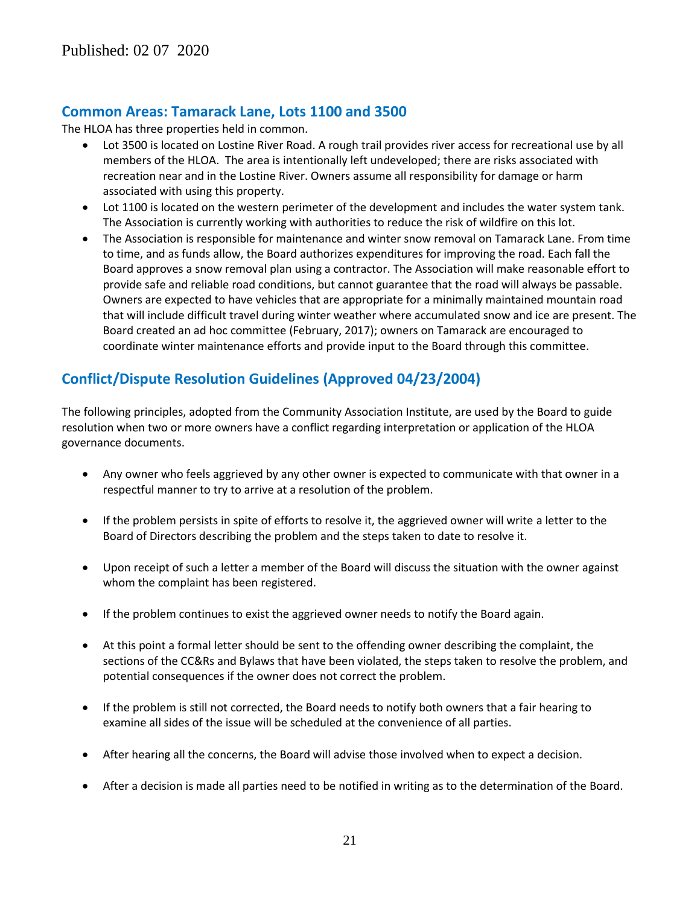Published: 02 07 2020

## Common Areas: Tamarack Lane, Lots 1100 and 3500

The HLOA has three properties held in common.

- Lot 3500 is located on Lostine River Road. A rough trail provides river access for recreational use by all members of the HLOA. The area is intentionally left undeveloped; there are risks associated with recreation near and in the Lostine River. Owners assume all responsibility for damage or harm associated with using this property.
- Lot 1100 is located on the western perimeter of the development and includes the water system tank. The Association is currently working with authorities to reduce the risk of wildfire on this lot.
- The Association is responsible for maintenance and winter snow removal on Tamarack Lane. From time to time, and as funds allow, the Board authorizes expenditures for improving the road. Each fall the Board approves a snow removal plan using a contractor. The Association will make reasonable effort to provide safe and reliable road conditions, but cannot guarantee that the road will always be passable. Owners are expected to have vehicles that are appropriate for a minimally maintained mountain road that will include difficult travel during winter weather where accumulated snow and ice are present. The Board created an ad hoc committee (February, 2017); owners on Tamarack are encouraged to coordinate winter maintenance efforts and provide input to the Board through this committee.

## Conflict/Dispute Resolution Guidelines (Approved 04/23/2004)

The following principles, adopted from the Community Association Institute, are used by the Board to guide resolution when two or more owners have a conflict regarding interpretation or application of the HLOA governance documents.

- Any owner who feels aggrieved by any other owner is expected to communicate with that owner in a respectful manner to try to arrive at a resolution of the problem.
- If the problem persists in spite of efforts to resolve it, the aggrieved owner will write a letter to the Board of Directors describing the problem and the steps taken to date to resolve it.
- Upon receipt of such a letter a member of the Board will discuss the situation with the owner against whom the complaint has been registered.
- If the problem continues to exist the aggrieved owner needs to notify the Board again.
- At this point a formal letter should be sent to the offending owner describing the complaint, the sections of the CC&Rs and Bylaws that have been violated, the steps taken to resolve the problem, and potential consequences if the owner does not correct the problem.
- If the problem is still not corrected, the Board needs to notify both owners that a fair hearing to examine all sides of the issue will be scheduled at the convenience of all parties.
- After hearing all the concerns, the Board will advise those involved when to expect a decision.
- After a decision is made all parties need to be notified in writing as to the determination of the Board.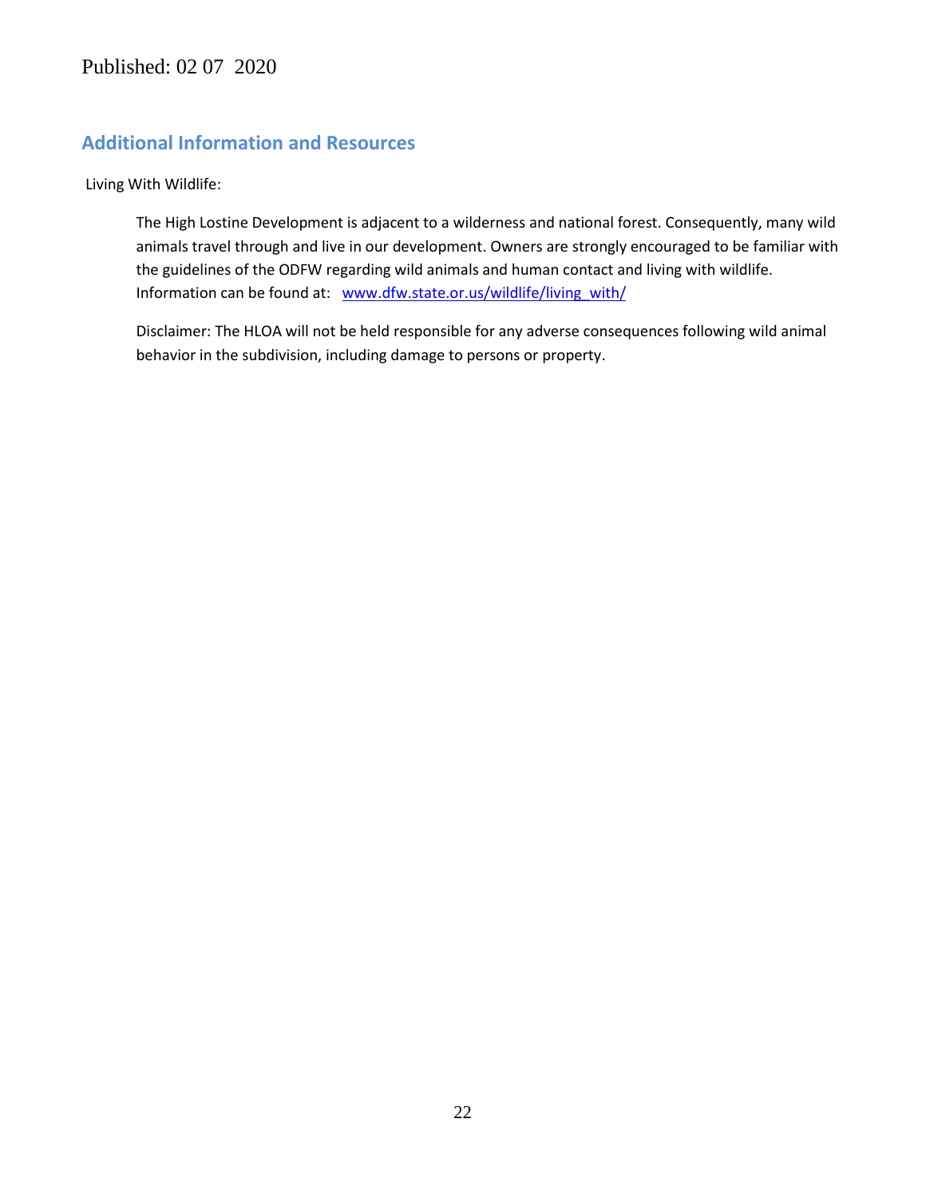Published: 02 07 2020

## Additional Information and Resources

Living With Wildlife:

> The High Lostine Development is adjacent to a wilderness and national forest. Consequently, many wild animals travel through and live in our development. Owners are strongly encouraged to be familiar with the guidelines of the ODFW regarding wild animals and human contact and living with wildlife. Information can be found at: [www.dfw.state.or.us/wildlife/living_with/](www.dfw.state.or.us/wildlife/living_with/)
>
> Disclaimer: The HLOA will not be held responsible for any adverse consequences following wild animal behavior in the subdivision, including damage to persons or property.